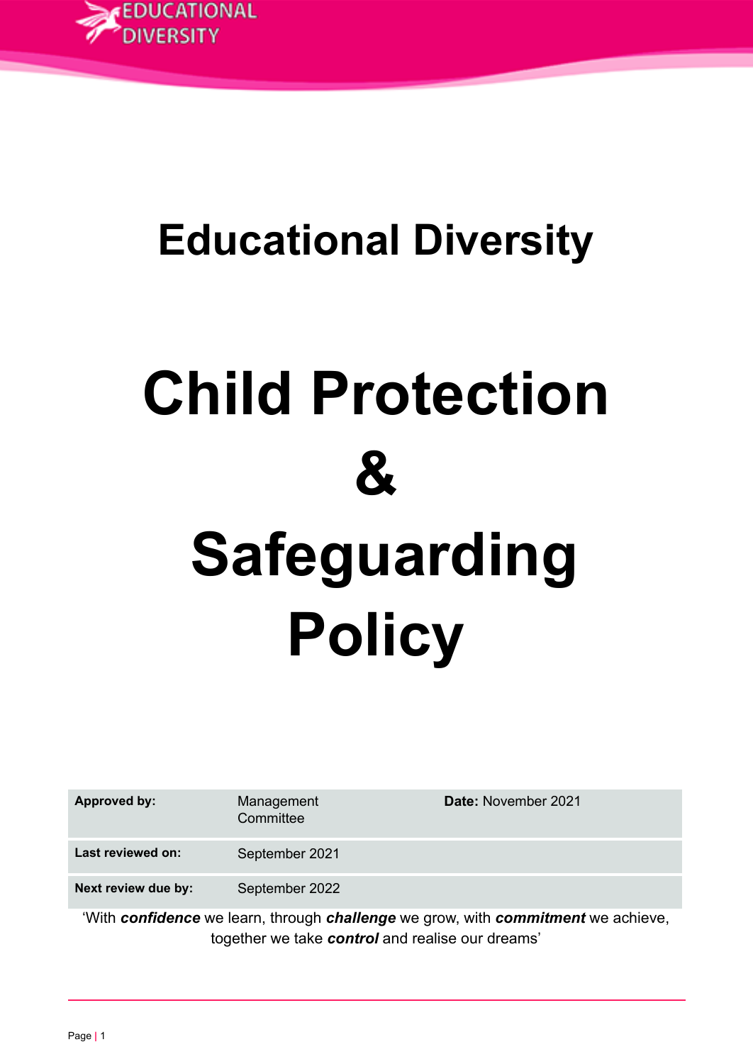# Educational Diversity

# Child Protection & Safeguarding Policy

| **Approved by:** | Management Committee | **Date:** November 2021 |
|---|---|---|
| **Last reviewed on:** | September 2021 | |
| **Next review due by:** | September 2022 | |

'With ***confidence*** we learn, through ***challenge*** we grow, with ***commitment*** we achieve, together we take ***control*** and realise our dreams'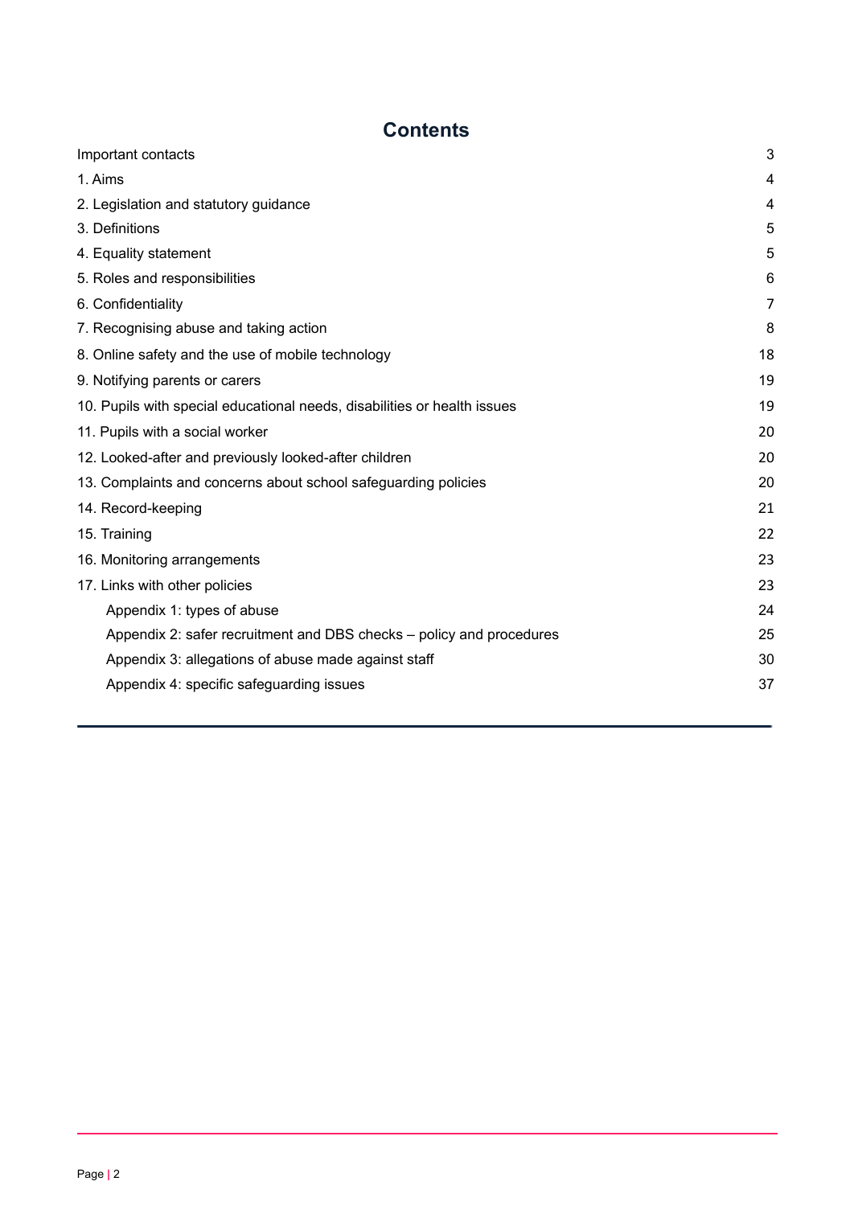## Contents

| | |
|---|---|
| Important contacts | 3 |
| 1. Aims | 4 |
| 2. Legislation and statutory guidance | 4 |
| 3. Definitions | 5 |
| 4. Equality statement | 5 |
| 5. Roles and responsibilities | 6 |
| 6. Confidentiality | 7 |
| 7. Recognising abuse and taking action | 8 |
| 8. Online safety and the use of mobile technology | 18 |
| 9. Notifying parents or carers | 19 |
| 10. Pupils with special educational needs, disabilities or health issues | 19 |
| 11. Pupils with a social worker | 20 |
| 12. Looked-after and previously looked-after children | 20 |
| 13. Complaints and concerns about school safeguarding policies | 20 |
| 14. Record-keeping | 21 |
| 15. Training | 22 |
| 16. Monitoring arrangements | 23 |
| 17. Links with other policies | 23 |
| Appendix 1: types of abuse | 24 |
| Appendix 2: safer recruitment and DBS checks – policy and procedures | 25 |
| Appendix 3: allegations of abuse made against staff | 30 |
| Appendix 4: specific safeguarding issues | 37 |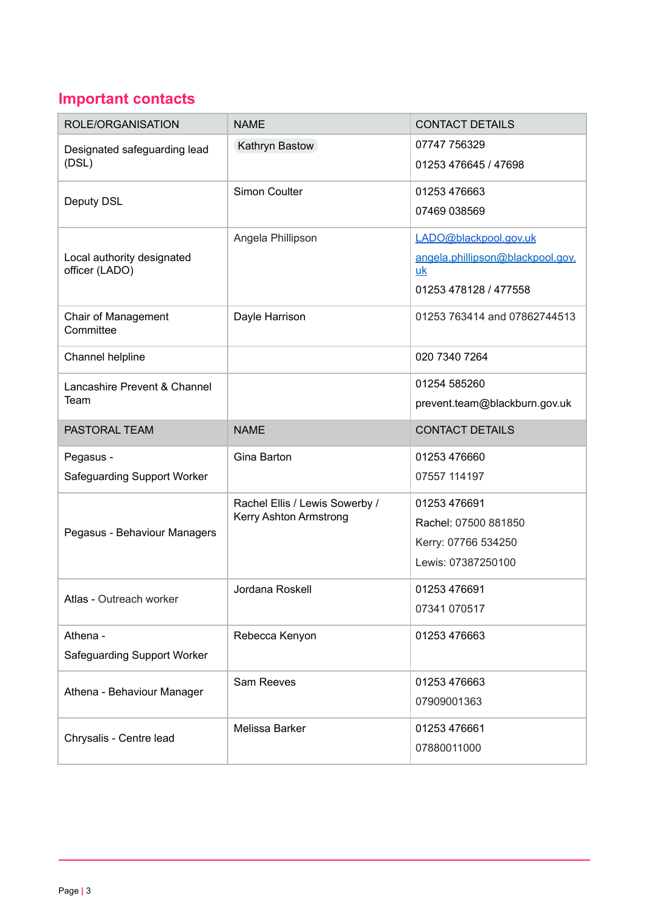## Important contacts

| ROLE/ORGANISATION | NAME | CONTACT DETAILS |
|---|---|---|
| Designated safeguarding lead (DSL) | Kathryn Bastow | 07747 756329<br>01253 476645 / 47698 |
| Deputy DSL | Simon Coulter | 01253 476663<br>07469 038569 |
| Local authority designated officer (LADO) | Angela Phillipson | LADO@blackpool.gov.uk<br>angela.phillipson@blackpool.gov.uk<br>01253 478128 / 477558 |
| Chair of Management Committee | Dayle Harrison | 01253 763414 and 07862744513 |
| Channel helpline | | 020 7340 7264 |
| Lancashire Prevent & Channel Team | | 01254 585260<br>prevent.team@blackburn.gov.uk |
| PASTORAL TEAM | NAME | CONTACT DETAILS |
| Pegasus - Safeguarding Support Worker | Gina Barton | 01253 476660<br>07557 114197 |
| Pegasus - Behaviour Managers | Rachel Ellis / Lewis Sowerby / Kerry Ashton Armstrong | 01253 476691<br>Rachel: 07500 881850<br>Kerry: 07766 534250<br>Lewis: 07387250100 |
| Atlas - Outreach worker | Jordana Roskell | 01253 476691<br>07341 070517 |
| Athena - Safeguarding Support Worker | Rebecca Kenyon | 01253 476663 |
| Athena - Behaviour Manager | Sam Reeves | 01253 476663<br>07909001363 |
| Chrysalis - Centre lead | Melissa Barker | 01253 476661<br>07880011000 |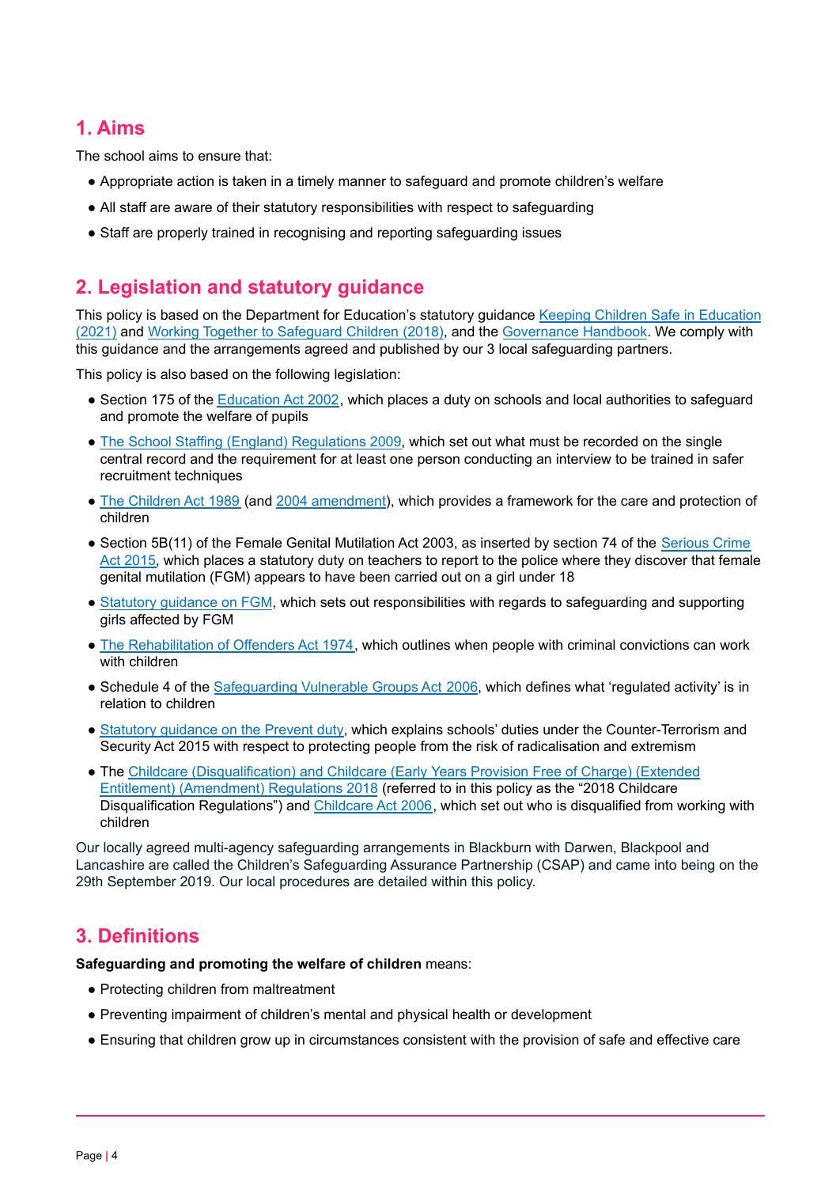## 1. Aims

The school aims to ensure that:

- Appropriate action is taken in a timely manner to safeguard and promote children's welfare
- All staff are aware of their statutory responsibilities with respect to safeguarding
- Staff are properly trained in recognising and reporting safeguarding issues

## 2. Legislation and statutory guidance

This policy is based on the Department for Education's statutory guidance Keeping Children Safe in Education (2021) and Working Together to Safeguard Children (2018), and the Governance Handbook. We comply with this guidance and the arrangements agreed and published by our 3 local safeguarding partners.

This policy is also based on the following legislation:

- Section 175 of the Education Act 2002, which places a duty on schools and local authorities to safeguard and promote the welfare of pupils
- The School Staffing (England) Regulations 2009, which set out what must be recorded on the single central record and the requirement for at least one person conducting an interview to be trained in safer recruitment techniques
- The Children Act 1989 (and 2004 amendment), which provides a framework for the care and protection of children
- Section 5B(11) of the Female Genital Mutilation Act 2003, as inserted by section 74 of the Serious Crime Act 2015, which places a statutory duty on teachers to report to the police where they discover that female genital mutilation (FGM) appears to have been carried out on a girl under 18
- Statutory guidance on FGM, which sets out responsibilities with regards to safeguarding and supporting girls affected by FGM
- The Rehabilitation of Offenders Act 1974, which outlines when people with criminal convictions can work with children
- Schedule 4 of the Safeguarding Vulnerable Groups Act 2006, which defines what 'regulated activity' is in relation to children
- Statutory guidance on the Prevent duty, which explains schools' duties under the Counter-Terrorism and Security Act 2015 with respect to protecting people from the risk of radicalisation and extremism
- The Childcare (Disqualification) and Childcare (Early Years Provision Free of Charge) (Extended Entitlement) (Amendment) Regulations 2018 (referred to in this policy as the "2018 Childcare Disqualification Regulations") and Childcare Act 2006, which set out who is disqualified from working with children

Our locally agreed multi-agency safeguarding arrangements in Blackburn with Darwen, Blackpool and Lancashire are called the Children's Safeguarding Assurance Partnership (CSAP) and came into being on the 29th September 2019. Our local procedures are detailed within this policy.

## 3. Definitions

**Safeguarding and promoting the welfare of children** means:

- Protecting children from maltreatment
- Preventing impairment of children's mental and physical health or development
- Ensuring that children grow up in circumstances consistent with the provision of safe and effective care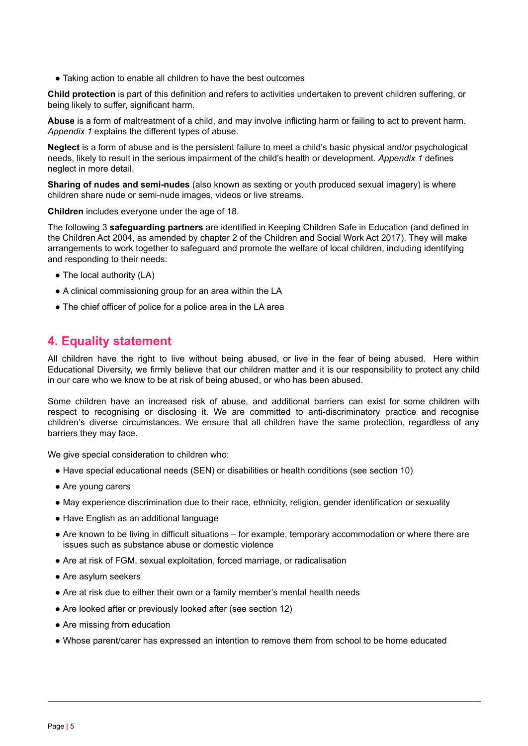- Taking action to enable all children to have the best outcomes

**Child protection** is part of this definition and refers to activities undertaken to prevent children suffering, or being likely to suffer, significant harm.

**Abuse** is a form of maltreatment of a child, and may involve inflicting harm or failing to act to prevent harm. *Appendix 1* explains the different types of abuse.

**Neglect** is a form of abuse and is the persistent failure to meet a child's basic physical and/or psychological needs, likely to result in the serious impairment of the child's health or development. *Appendix 1* defines neglect in more detail.

**Sharing of nudes and semi-nudes** (also known as sexting or youth produced sexual imagery) is where children share nude or semi-nude images, videos or live streams.

**Children** includes everyone under the age of 18.

The following 3 **safeguarding partners** are identified in Keeping Children Safe in Education (and defined in the Children Act 2004, as amended by chapter 2 of the Children and Social Work Act 2017). They will make arrangements to work together to safeguard and promote the welfare of local children, including identifying and responding to their needs:

- The local authority (LA)
- A clinical commissioning group for an area within the LA
- The chief officer of police for a police area in the LA area

## 4. Equality statement

All children have the right to live without being abused, or live in the fear of being abused. Here within Educational Diversity, we firmly believe that our children matter and it is our responsibility to protect any child in our care who we know to be at risk of being abused, or who has been abused.

Some children have an increased risk of abuse, and additional barriers can exist for some children with respect to recognising or disclosing it. We are committed to anti-discriminatory practice and recognise children's diverse circumstances. We ensure that all children have the same protection, regardless of any barriers they may face.

We give special consideration to children who:

- Have special educational needs (SEN) or disabilities or health conditions (see section 10)
- Are young carers
- May experience discrimination due to their race, ethnicity, religion, gender identification or sexuality
- Have English as an additional language
- Are known to be living in difficult situations – for example, temporary accommodation or where there are issues such as substance abuse or domestic violence
- Are at risk of FGM, sexual exploitation, forced marriage, or radicalisation
- Are asylum seekers
- Are at risk due to either their own or a family member's mental health needs
- Are looked after or previously looked after (see section 12)
- Are missing from education
- Whose parent/carer has expressed an intention to remove them from school to be home educated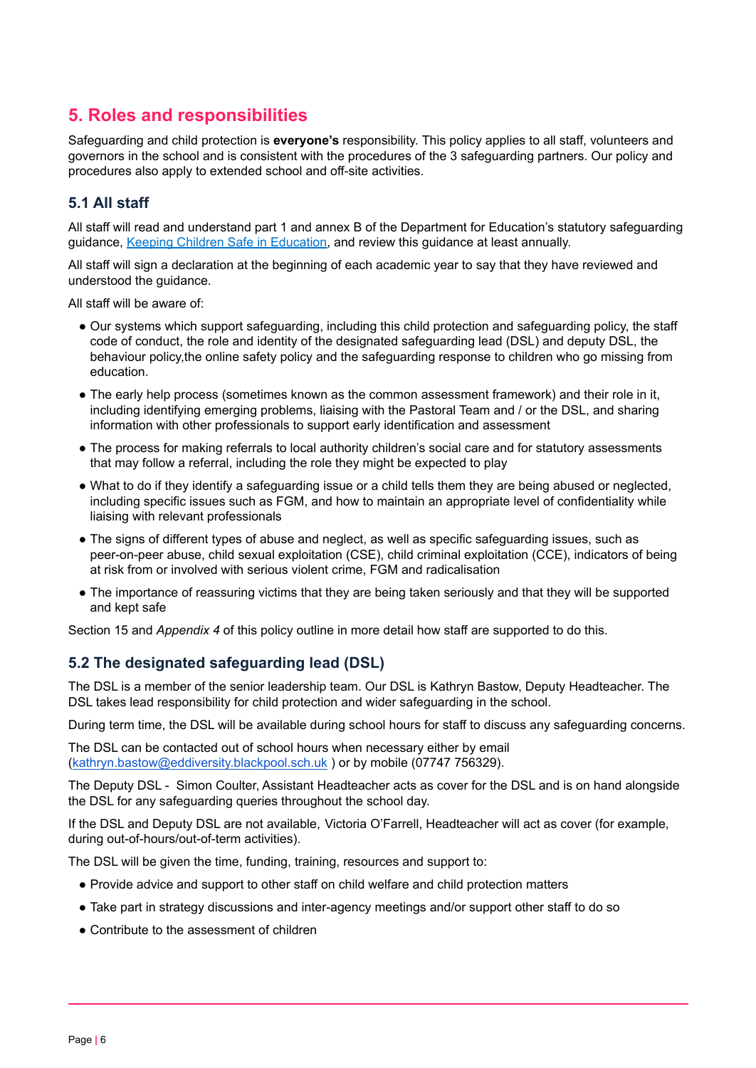## 5. Roles and responsibilities

Safeguarding and child protection is **everyone's** responsibility. This policy applies to all staff, volunteers and governors in the school and is consistent with the procedures of the 3 safeguarding partners. Our policy and procedures also apply to extended school and off-site activities.

### 5.1 All staff

All staff will read and understand part 1 and annex B of the Department for Education's statutory safeguarding guidance, [Keeping Children Safe in Education](), and review this guidance at least annually.

All staff will sign a declaration at the beginning of each academic year to say that they have reviewed and understood the guidance.

All staff will be aware of:

- Our systems which support safeguarding, including this child protection and safeguarding policy, the staff code of conduct, the role and identity of the designated safeguarding lead (DSL) and deputy DSL, the behaviour policy,the online safety policy and the safeguarding response to children who go missing from education.
- The early help process (sometimes known as the common assessment framework) and their role in it, including identifying emerging problems, liaising with the Pastoral Team and / or the DSL, and sharing information with other professionals to support early identification and assessment
- The process for making referrals to local authority children's social care and for statutory assessments that may follow a referral, including the role they might be expected to play
- What to do if they identify a safeguarding issue or a child tells them they are being abused or neglected, including specific issues such as FGM, and how to maintain an appropriate level of confidentiality while liaising with relevant professionals
- The signs of different types of abuse and neglect, as well as specific safeguarding issues, such as peer-on-peer abuse, child sexual exploitation (CSE), child criminal exploitation (CCE), indicators of being at risk from or involved with serious violent crime, FGM and radicalisation
- The importance of reassuring victims that they are being taken seriously and that they will be supported and kept safe

Section 15 and *Appendix 4* of this policy outline in more detail how staff are supported to do this.

### 5.2 The designated safeguarding lead (DSL)

The DSL is a member of the senior leadership team. Our DSL is Kathryn Bastow, Deputy Headteacher. The DSL takes lead responsibility for child protection and wider safeguarding in the school.

During term time, the DSL will be available during school hours for staff to discuss any safeguarding concerns.

The DSL can be contacted out of school hours when necessary either by email ([kathryn.bastow@eddiversity.blackpool.sch.uk]() ) or by mobile (07747 756329).

The Deputy DSL - Simon Coulter, Assistant Headteacher acts as cover for the DSL and is on hand alongside the DSL for any safeguarding queries throughout the school day.

If the DSL and Deputy DSL are not available, Victoria O'Farrell, Headteacher will act as cover (for example, during out-of-hours/out-of-term activities).

The DSL will be given the time, funding, training, resources and support to:

- Provide advice and support to other staff on child welfare and child protection matters
- Take part in strategy discussions and inter-agency meetings and/or support other staff to do so
- Contribute to the assessment of children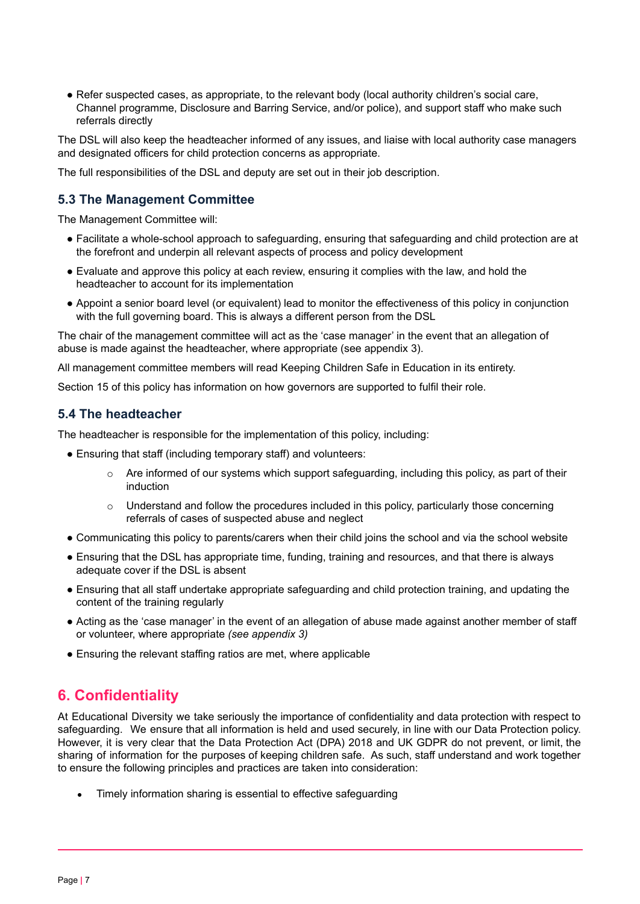- Refer suspected cases, as appropriate, to the relevant body (local authority children's social care, Channel programme, Disclosure and Barring Service, and/or police), and support staff who make such referrals directly

The DSL will also keep the headteacher informed of any issues, and liaise with local authority case managers and designated officers for child protection concerns as appropriate.

The full responsibilities of the DSL and deputy are set out in their job description.

### 5.3 The Management Committee

The Management Committee will:

- Facilitate a whole-school approach to safeguarding, ensuring that safeguarding and child protection are at the forefront and underpin all relevant aspects of process and policy development
- Evaluate and approve this policy at each review, ensuring it complies with the law, and hold the headteacher to account for its implementation
- Appoint a senior board level (or equivalent) lead to monitor the effectiveness of this policy in conjunction with the full governing board. This is always a different person from the DSL

The chair of the management committee will act as the 'case manager' in the event that an allegation of abuse is made against the headteacher, where appropriate (see appendix 3).

All management committee members will read Keeping Children Safe in Education in its entirety.

Section 15 of this policy has information on how governors are supported to fulfil their role.

### 5.4 The headteacher

The headteacher is responsible for the implementation of this policy, including:

- Ensuring that staff (including temporary staff) and volunteers:
  - Are informed of our systems which support safeguarding, including this policy, as part of their induction
  - Understand and follow the procedures included in this policy, particularly those concerning referrals of cases of suspected abuse and neglect
- Communicating this policy to parents/carers when their child joins the school and via the school website
- Ensuring that the DSL has appropriate time, funding, training and resources, and that there is always adequate cover if the DSL is absent
- Ensuring that all staff undertake appropriate safeguarding and child protection training, and updating the content of the training regularly
- Acting as the 'case manager' in the event of an allegation of abuse made against another member of staff or volunteer, where appropriate *(see appendix 3)*
- Ensuring the relevant staffing ratios are met, where applicable

## 6. Confidentiality

At Educational Diversity we take seriously the importance of confidentiality and data protection with respect to safeguarding. We ensure that all information is held and used securely, in line with our Data Protection policy. However, it is very clear that the Data Protection Act (DPA) 2018 and UK GDPR do not prevent, or limit, the sharing of information for the purposes of keeping children safe. As such, staff understand and work together to ensure the following principles and practices are taken into consideration:

- Timely information sharing is essential to effective safeguarding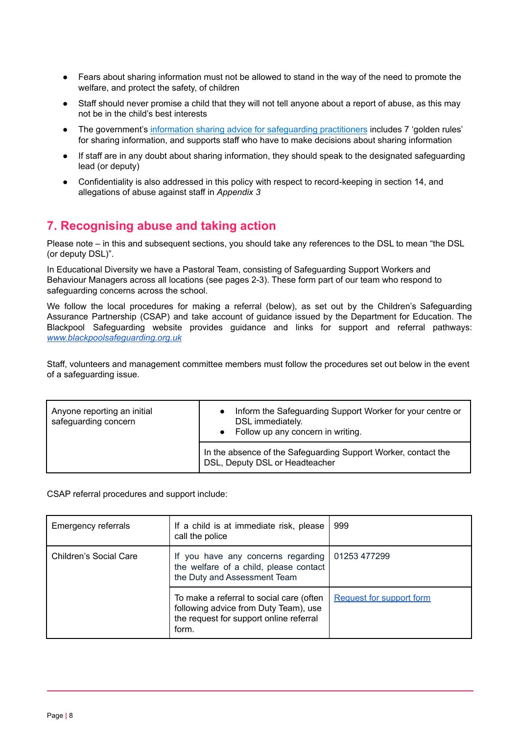- Fears about sharing information must not be allowed to stand in the way of the need to promote the welfare, and protect the safety, of children
- Staff should never promise a child that they will not tell anyone about a report of abuse, as this may not be in the child's best interests
- The government's [information sharing advice for safeguarding practitioners]() includes 7 'golden rules' for sharing information, and supports staff who have to make decisions about sharing information
- If staff are in any doubt about sharing information, they should speak to the designated safeguarding lead (or deputy)
- Confidentiality is also addressed in this policy with respect to record-keeping in section 14, and allegations of abuse against staff in *Appendix 3*

## 7. Recognising abuse and taking action

Please note – in this and subsequent sections, you should take any references to the DSL to mean "the DSL (or deputy DSL)".

In Educational Diversity we have a Pastoral Team, consisting of Safeguarding Support Workers and Behaviour Managers across all locations (see pages 2-3). These form part of our team who respond to safeguarding concerns across the school.

We follow the local procedures for making a referral (below), as set out by the Children's Safeguarding Assurance Partnership (CSAP) and take account of guidance issued by the Department for Education. The Blackpool Safeguarding website provides guidance and links for support and referral pathways: *www.blackpoolsafeguarding.org.uk*

Staff, volunteers and management committee members must follow the procedures set out below in the event of a safeguarding issue.

| Anyone reporting an initial safeguarding concern | • Inform the Safeguarding Support Worker for your centre or DSL immediately.<br>• Follow up any concern in writing. |
|---|---|
| | In the absence of the Safeguarding Support Worker, contact the DSL, Deputy DSL or Headteacher |

CSAP referral procedures and support include:

| Emergency referrals | If a child is at immediate risk, please call the police | 999 |
|---|---|---|
| Children's Social Care | If you have any concerns regarding the welfare of a child, please contact the Duty and Assessment Team | 01253 477299 |
| | To make a referral to social care (often following advice from Duty Team), use the request for support online referral form. | [Request for support form]() |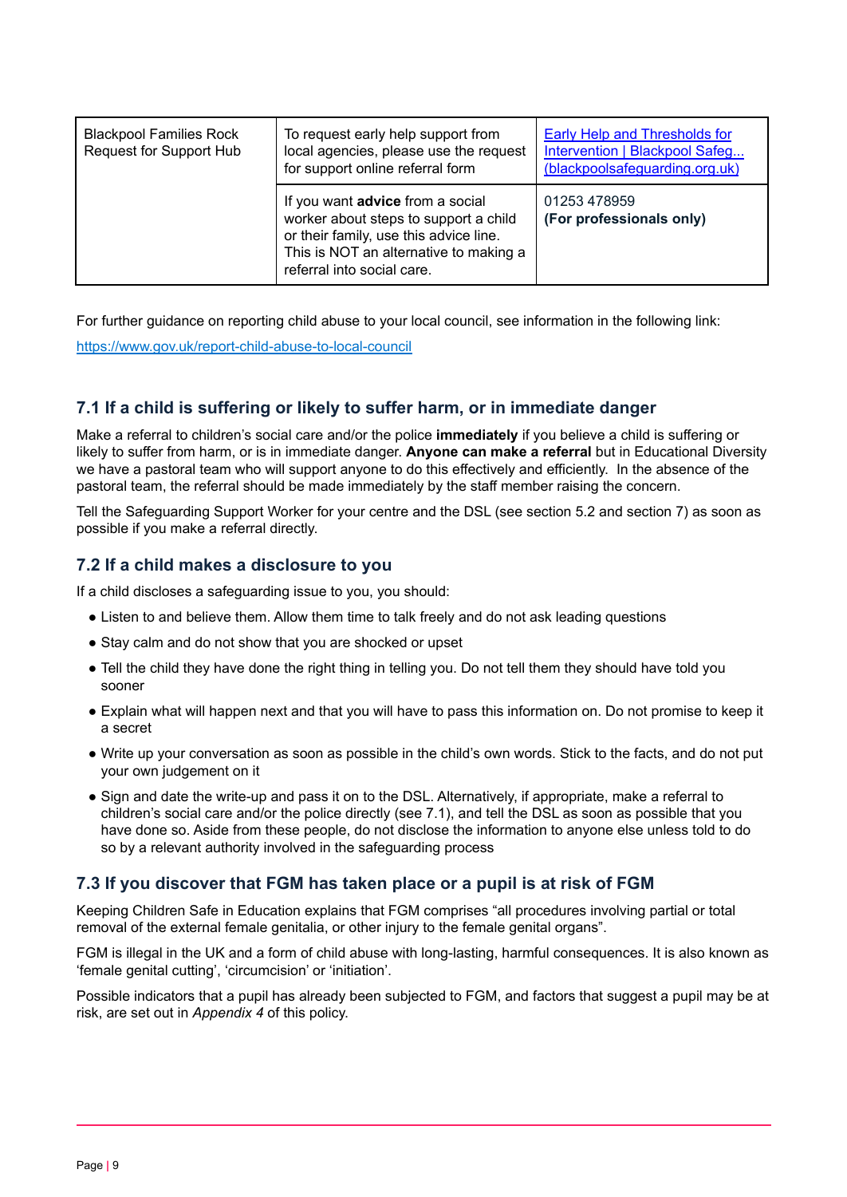| Blackpool Families Rock Request for Support Hub | To request early help support from local agencies, please use the request for support online referral form | [Early Help and Thresholds for Intervention \| Blackpool Safeg... (blackpoolsafeguarding.org.uk)]() |
|---|---|---|
| | If you want **advice** from a social worker about steps to support a child or their family, use this advice line. This is NOT an alternative to making a referral into social care. | 01253 478959 **(For professionals only)** |

For further guidance on reporting child abuse to your local council, see information in the following link:

https://www.gov.uk/report-child-abuse-to-local-council

### 7.1 If a child is suffering or likely to suffer harm, or in immediate danger

Make a referral to children's social care and/or the police **immediately** if you believe a child is suffering or likely to suffer from harm, or is in immediate danger. **Anyone can make a referral** but in Educational Diversity we have a pastoral team who will support anyone to do this effectively and efficiently. In the absence of the pastoral team, the referral should be made immediately by the staff member raising the concern.

Tell the Safeguarding Support Worker for your centre and the DSL (see section 5.2 and section 7) as soon as possible if you make a referral directly.

### 7.2 If a child makes a disclosure to you

If a child discloses a safeguarding issue to you, you should:

- Listen to and believe them. Allow them time to talk freely and do not ask leading questions
- Stay calm and do not show that you are shocked or upset
- Tell the child they have done the right thing in telling you. Do not tell them they should have told you sooner
- Explain what will happen next and that you will have to pass this information on. Do not promise to keep it a secret
- Write up your conversation as soon as possible in the child's own words. Stick to the facts, and do not put your own judgement on it
- Sign and date the write-up and pass it on to the DSL. Alternatively, if appropriate, make a referral to children's social care and/or the police directly (see 7.1), and tell the DSL as soon as possible that you have done so. Aside from these people, do not disclose the information to anyone else unless told to do so by a relevant authority involved in the safeguarding process

### 7.3 If you discover that FGM has taken place or a pupil is at risk of FGM

Keeping Children Safe in Education explains that FGM comprises "all procedures involving partial or total removal of the external female genitalia, or other injury to the female genital organs".

FGM is illegal in the UK and a form of child abuse with long-lasting, harmful consequences. It is also known as 'female genital cutting', 'circumcision' or 'initiation'.

Possible indicators that a pupil has already been subjected to FGM, and factors that suggest a pupil may be at risk, are set out in *Appendix 4* of this policy.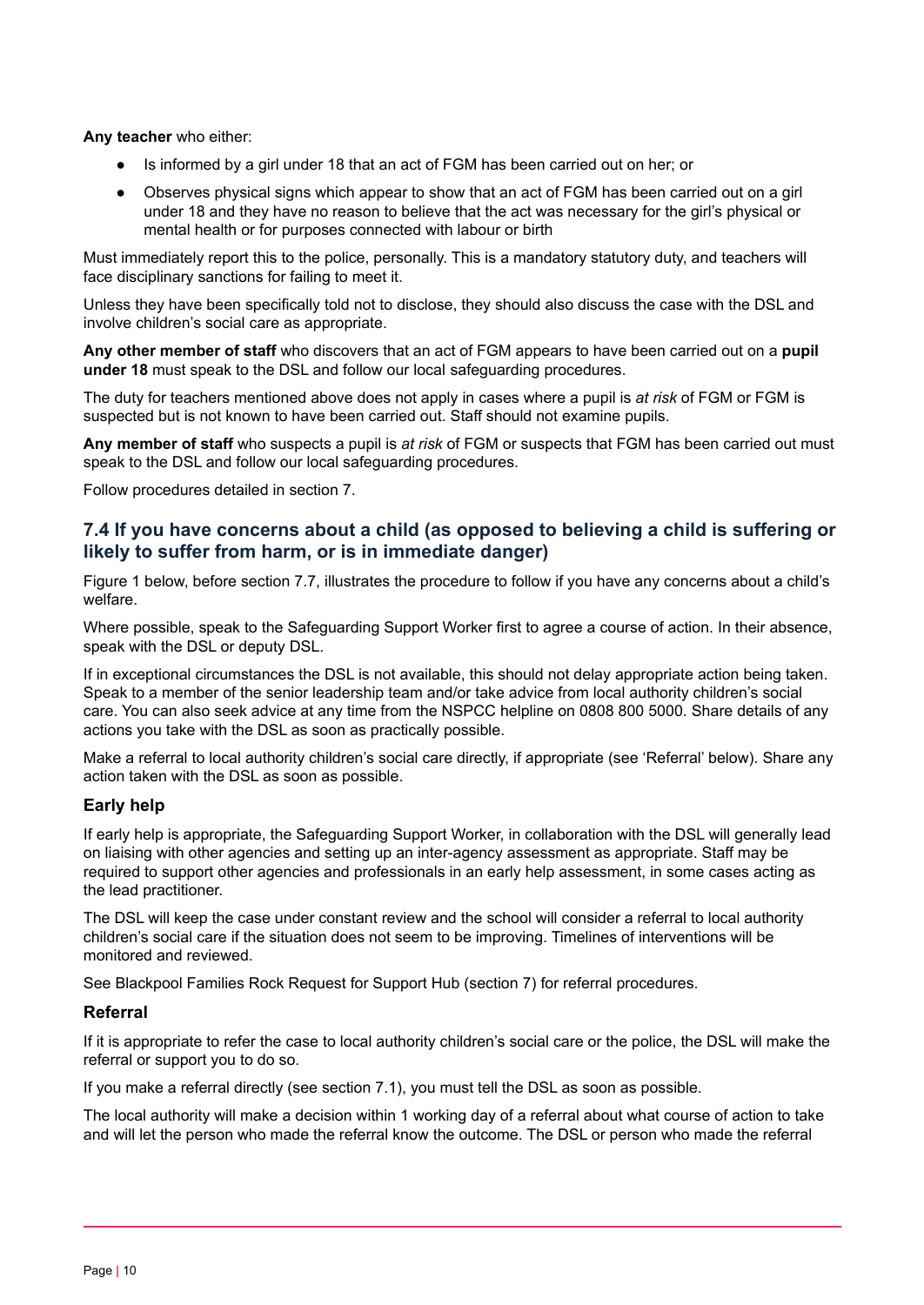**Any teacher** who either:

- Is informed by a girl under 18 that an act of FGM has been carried out on her; or
- Observes physical signs which appear to show that an act of FGM has been carried out on a girl under 18 and they have no reason to believe that the act was necessary for the girl's physical or mental health or for purposes connected with labour or birth

Must immediately report this to the police, personally. This is a mandatory statutory duty, and teachers will face disciplinary sanctions for failing to meet it.

Unless they have been specifically told not to disclose, they should also discuss the case with the DSL and involve children's social care as appropriate.

**Any other member of staff** who discovers that an act of FGM appears to have been carried out on a **pupil under 18** must speak to the DSL and follow our local safeguarding procedures.

The duty for teachers mentioned above does not apply in cases where a pupil is *at risk* of FGM or FGM is suspected but is not known to have been carried out. Staff should not examine pupils.

**Any member of staff** who suspects a pupil is *at risk* of FGM or suspects that FGM has been carried out must speak to the DSL and follow our local safeguarding procedures.

Follow procedures detailed in section 7.

## 7.4 If you have concerns about a child (as opposed to believing a child is suffering or likely to suffer from harm, or is in immediate danger)

Figure 1 below, before section 7.7, illustrates the procedure to follow if you have any concerns about a child's welfare.

Where possible, speak to the Safeguarding Support Worker first to agree a course of action. In their absence, speak with the DSL or deputy DSL.

If in exceptional circumstances the DSL is not available, this should not delay appropriate action being taken. Speak to a member of the senior leadership team and/or take advice from local authority children's social care. You can also seek advice at any time from the NSPCC helpline on 0808 800 5000. Share details of any actions you take with the DSL as soon as practically possible.

Make a referral to local authority children's social care directly, if appropriate (see 'Referral' below). Share any action taken with the DSL as soon as possible.

### Early help

If early help is appropriate, the Safeguarding Support Worker, in collaboration with the DSL will generally lead on liaising with other agencies and setting up an inter-agency assessment as appropriate. Staff may be required to support other agencies and professionals in an early help assessment, in some cases acting as the lead practitioner.

The DSL will keep the case under constant review and the school will consider a referral to local authority children's social care if the situation does not seem to be improving. Timelines of interventions will be monitored and reviewed.

See Blackpool Families Rock Request for Support Hub (section 7) for referral procedures.

### Referral

If it is appropriate to refer the case to local authority children's social care or the police, the DSL will make the referral or support you to do so.

If you make a referral directly (see section 7.1), you must tell the DSL as soon as possible.

The local authority will make a decision within 1 working day of a referral about what course of action to take and will let the person who made the referral know the outcome. The DSL or person who made the referral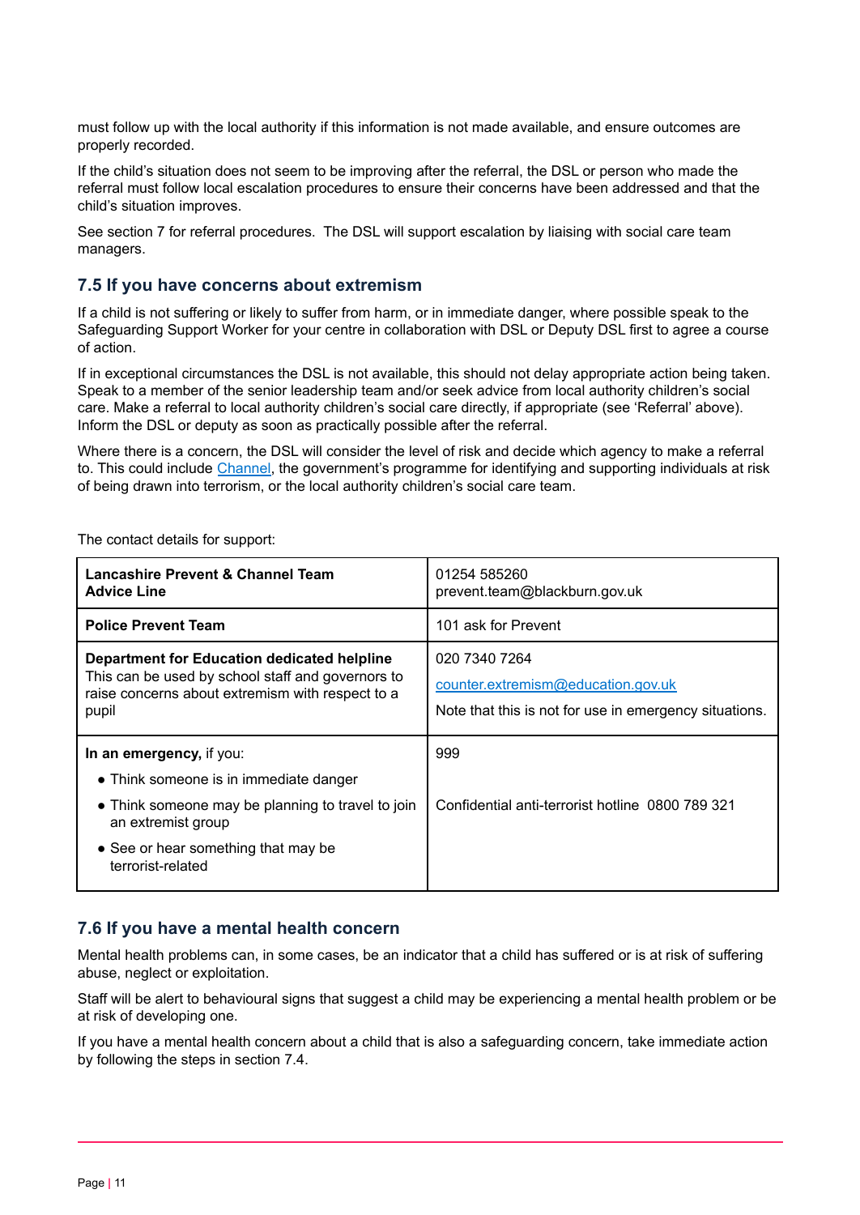must follow up with the local authority if this information is not made available, and ensure outcomes are properly recorded.

If the child's situation does not seem to be improving after the referral, the DSL or person who made the referral must follow local escalation procedures to ensure their concerns have been addressed and that the child's situation improves.

See section 7 for referral procedures. The DSL will support escalation by liaising with social care team managers.

### 7.5 If you have concerns about extremism

If a child is not suffering or likely to suffer from harm, or in immediate danger, where possible speak to the Safeguarding Support Worker for your centre in collaboration with DSL or Deputy DSL first to agree a course of action.

If in exceptional circumstances the DSL is not available, this should not delay appropriate action being taken. Speak to a member of the senior leadership team and/or seek advice from local authority children's social care. Make a referral to local authority children's social care directly, if appropriate (see 'Referral' above). Inform the DSL or deputy as soon as practically possible after the referral.

Where there is a concern, the DSL will consider the level of risk and decide which agency to make a referral to. This could include Channel, the government's programme for identifying and supporting individuals at risk of being drawn into terrorism, or the local authority children's social care team.

The contact details for support:

| | |
|---|---|
| **Lancashire Prevent & Channel Team Advice Line** | 01254 585260<br>prevent.team@blackburn.gov.uk |
| **Police Prevent Team** | 101 ask for Prevent |
| **Department for Education dedicated helpline**<br>This can be used by school staff and governors to raise concerns about extremism with respect to a pupil | 020 7340 7264<br>counter.extremism@education.gov.uk<br>Note that this is not for use in emergency situations. |
| **In an emergency,** if you:<br>• Think someone is in immediate danger<br>• Think someone may be planning to travel to join an extremist group<br>• See or hear something that may be terrorist-related | 999<br>Confidential anti-terrorist hotline 0800 789 321 |

### 7.6 If you have a mental health concern

Mental health problems can, in some cases, be an indicator that a child has suffered or is at risk of suffering abuse, neglect or exploitation.

Staff will be alert to behavioural signs that suggest a child may be experiencing a mental health problem or be at risk of developing one.

If you have a mental health concern about a child that is also a safeguarding concern, take immediate action by following the steps in section 7.4.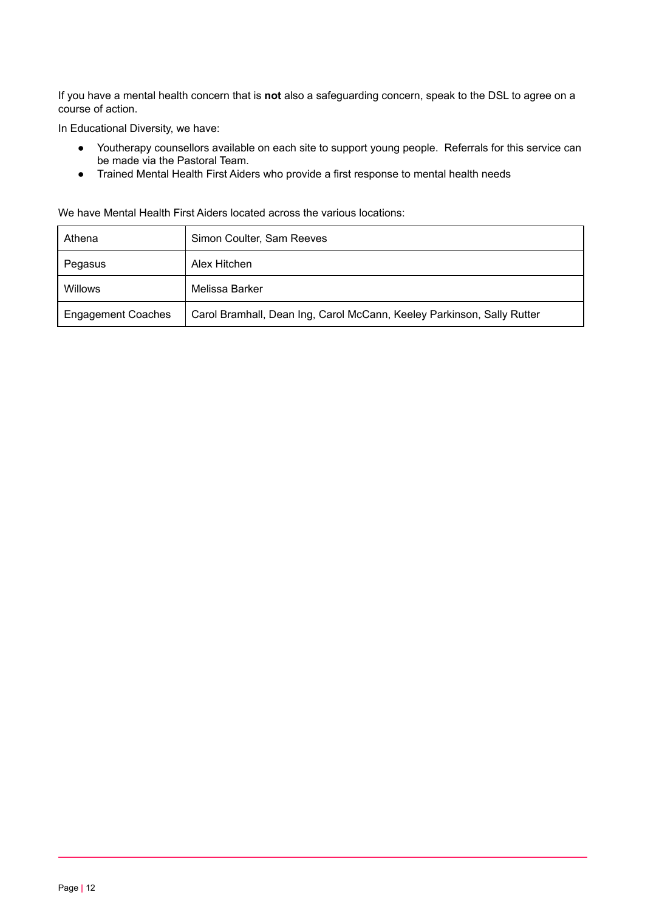If you have a mental health concern that is **not** also a safeguarding concern, speak to the DSL to agree on a course of action.

In Educational Diversity, we have:

- Youtherapy counsellors available on each site to support young people. Referrals for this service can be made via the Pastoral Team.
- Trained Mental Health First Aiders who provide a first response to mental health needs

We have Mental Health First Aiders located across the various locations:

| | |
|---|---|
| Athena | Simon Coulter, Sam Reeves |
| Pegasus | Alex Hitchen |
| Willows | Melissa Barker |
| Engagement Coaches | Carol Bramhall, Dean Ing, Carol McCann, Keeley Parkinson, Sally Rutter |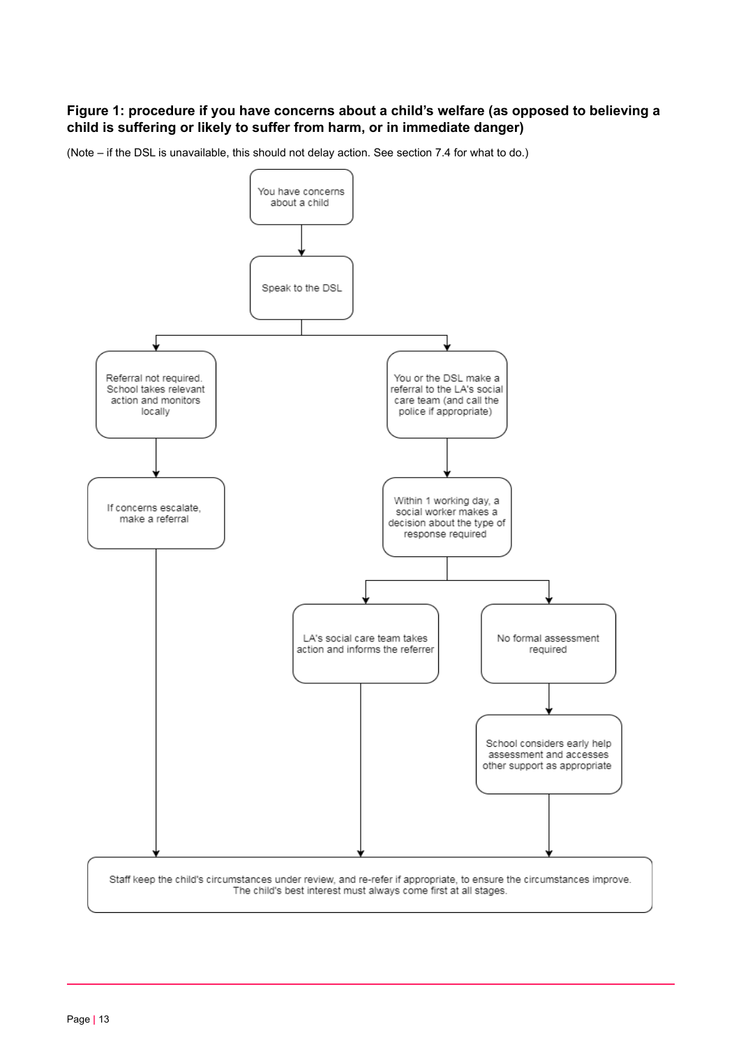**Figure 1: procedure if you have concerns about a child's welfare (as opposed to believing a child is suffering or likely to suffer from harm, or in immediate danger)**

(Note – if the DSL is unavailable, this should not delay action. See section 7.4 for what to do.)

You have concerns about a child

Speak to the DSL

Referral not required. School takes relevant action and monitors locally

If concerns escalate, make a referral

You or the DSL make a referral to the LA's social care team (and call the police if appropriate)

Within 1 working day, a social worker makes a decision about the type of response required

LA's social care team takes action and informs the referrer

No formal assessment required

School considers early help assessment and accesses other support as appropriate

Staff keep the child's circumstances under review, and re-refer if appropriate, to ensure the circumstances improve. The child's best interest must always come first at all stages.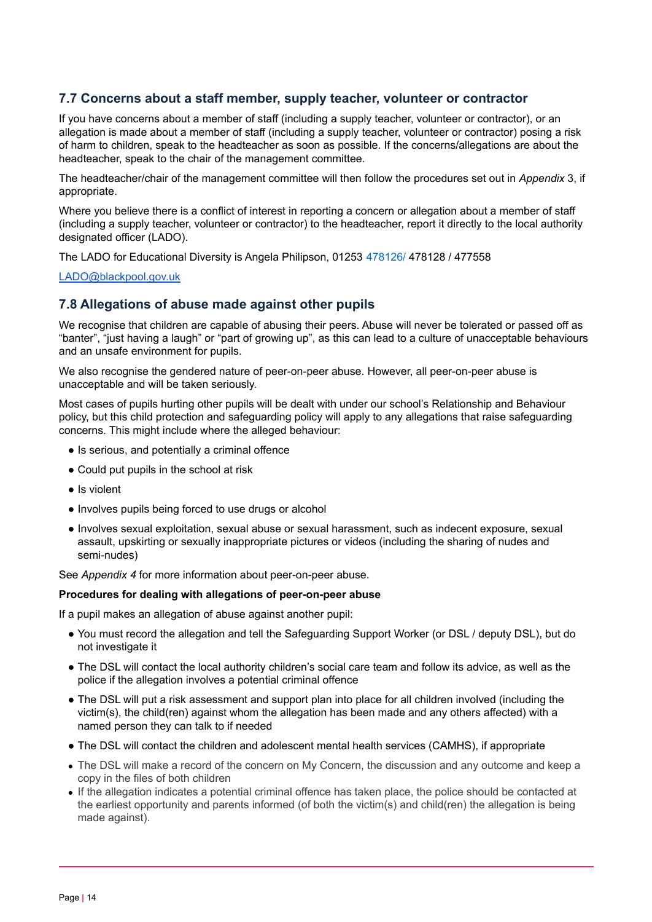### 7.7 Concerns about a staff member, supply teacher, volunteer or contractor

If you have concerns about a member of staff (including a supply teacher, volunteer or contractor), or an allegation is made about a member of staff (including a supply teacher, volunteer or contractor) posing a risk of harm to children, speak to the headteacher as soon as possible. If the concerns/allegations are about the headteacher, speak to the chair of the management committee.

The headteacher/chair of the management committee will then follow the procedures set out in *Appendix* 3, if appropriate.

Where you believe there is a conflict of interest in reporting a concern or allegation about a member of staff (including a supply teacher, volunteer or contractor) to the headteacher, report it directly to the local authority designated officer (LADO).

The LADO for Educational Diversity is Angela Philipson, 01253 478126/ 478128 / 477558

LADO@blackpool.gov.uk

### 7.8 Allegations of abuse made against other pupils

We recognise that children are capable of abusing their peers. Abuse will never be tolerated or passed off as "banter", "just having a laugh" or "part of growing up", as this can lead to a culture of unacceptable behaviours and an unsafe environment for pupils.

We also recognise the gendered nature of peer-on-peer abuse. However, all peer-on-peer abuse is unacceptable and will be taken seriously.

Most cases of pupils hurting other pupils will be dealt with under our school's Relationship and Behaviour policy, but this child protection and safeguarding policy will apply to any allegations that raise safeguarding concerns. This might include where the alleged behaviour:

- Is serious, and potentially a criminal offence
- Could put pupils in the school at risk
- Is violent
- Involves pupils being forced to use drugs or alcohol
- Involves sexual exploitation, sexual abuse or sexual harassment, such as indecent exposure, sexual assault, upskirting or sexually inappropriate pictures or videos (including the sharing of nudes and semi-nudes)

See *Appendix 4* for more information about peer-on-peer abuse.

**Procedures for dealing with allegations of peer-on-peer abuse**

If a pupil makes an allegation of abuse against another pupil:

- You must record the allegation and tell the Safeguarding Support Worker (or DSL / deputy DSL), but do not investigate it
- The DSL will contact the local authority children's social care team and follow its advice, as well as the police if the allegation involves a potential criminal offence
- The DSL will put a risk assessment and support plan into place for all children involved (including the victim(s), the child(ren) against whom the allegation has been made and any others affected) with a named person they can talk to if needed
- The DSL will contact the children and adolescent mental health services (CAMHS), if appropriate
- The DSL will make a record of the concern on My Concern, the discussion and any outcome and keep a copy in the files of both children
- If the allegation indicates a potential criminal offence has taken place, the police should be contacted at the earliest opportunity and parents informed (of both the victim(s) and child(ren) the allegation is being made against).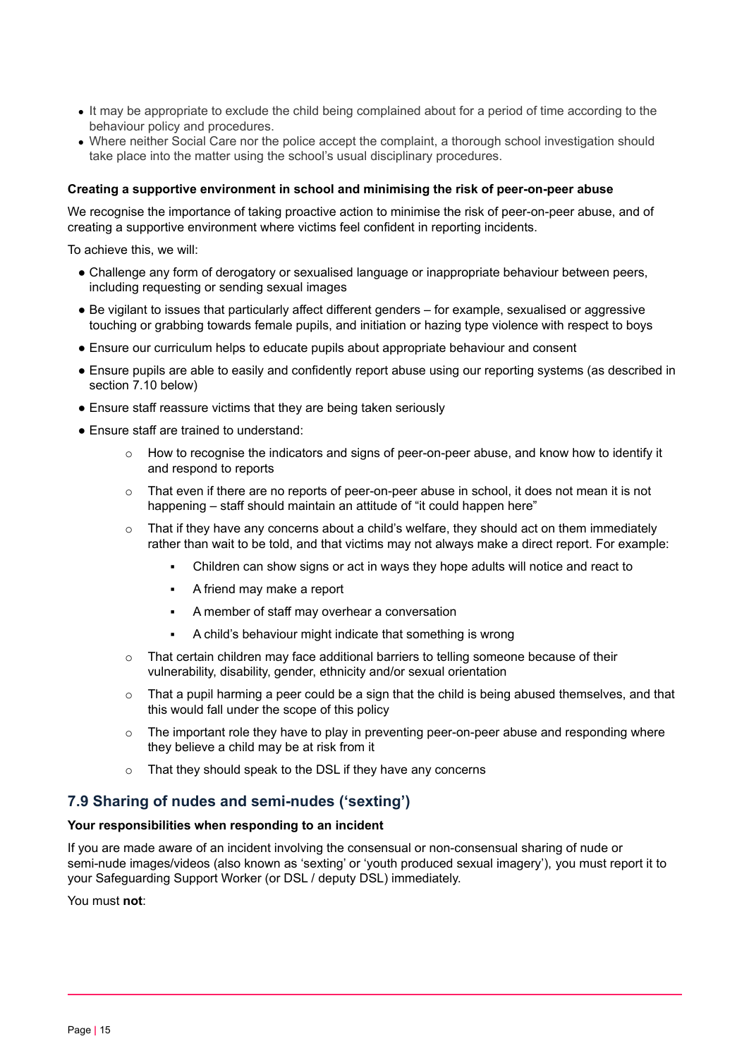- It may be appropriate to exclude the child being complained about for a period of time according to the behaviour policy and procedures.
- Where neither Social Care nor the police accept the complaint, a thorough school investigation should take place into the matter using the school's usual disciplinary procedures.

**Creating a supportive environment in school and minimising the risk of peer-on-peer abuse**

We recognise the importance of taking proactive action to minimise the risk of peer-on-peer abuse, and of creating a supportive environment where victims feel confident in reporting incidents.

To achieve this, we will:

- Challenge any form of derogatory or sexualised language or inappropriate behaviour between peers, including requesting or sending sexual images
- Be vigilant to issues that particularly affect different genders – for example, sexualised or aggressive touching or grabbing towards female pupils, and initiation or hazing type violence with respect to boys
- Ensure our curriculum helps to educate pupils about appropriate behaviour and consent
- Ensure pupils are able to easily and confidently report abuse using our reporting systems (as described in section 7.10 below)
- Ensure staff reassure victims that they are being taken seriously
- Ensure staff are trained to understand:
    - How to recognise the indicators and signs of peer-on-peer abuse, and know how to identify it and respond to reports
    - That even if there are no reports of peer-on-peer abuse in school, it does not mean it is not happening – staff should maintain an attitude of "it could happen here"
    - That if they have any concerns about a child's welfare, they should act on them immediately rather than wait to be told, and that victims may not always make a direct report. For example:
        - Children can show signs or act in ways they hope adults will notice and react to
        - A friend may make a report
        - A member of staff may overhear a conversation
        - A child's behaviour might indicate that something is wrong
    - That certain children may face additional barriers to telling someone because of their vulnerability, disability, gender, ethnicity and/or sexual orientation
    - That a pupil harming a peer could be a sign that the child is being abused themselves, and that this would fall under the scope of this policy
    - The important role they have to play in preventing peer-on-peer abuse and responding where they believe a child may be at risk from it
    - That they should speak to the DSL if they have any concerns

## 7.9 Sharing of nudes and semi-nudes ('sexting')

**Your responsibilities when responding to an incident**

If you are made aware of an incident involving the consensual or non-consensual sharing of nude or semi-nude images/videos (also known as 'sexting' or 'youth produced sexual imagery'), you must report it to your Safeguarding Support Worker (or DSL / deputy DSL) immediately.

You must **not**: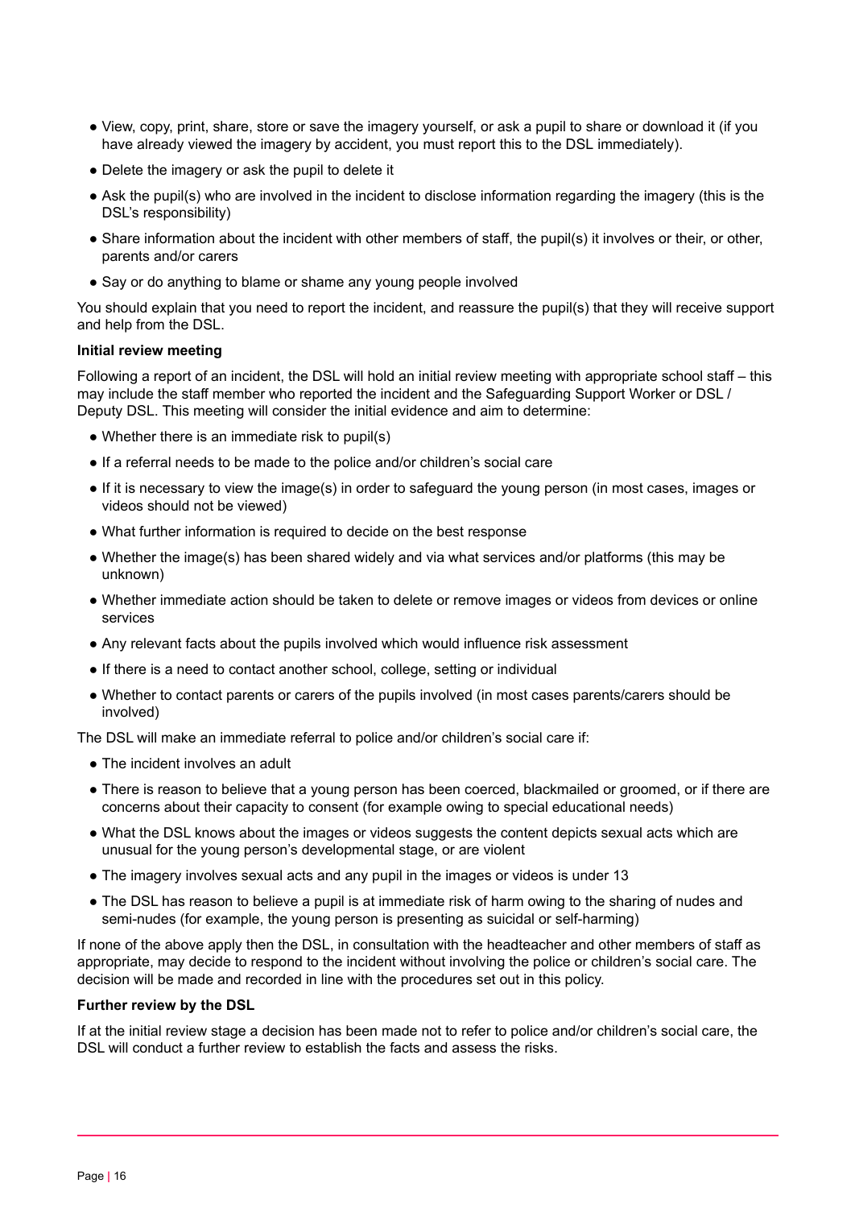- View, copy, print, share, store or save the imagery yourself, or ask a pupil to share or download it (if you have already viewed the imagery by accident, you must report this to the DSL immediately).
- Delete the imagery or ask the pupil to delete it
- Ask the pupil(s) who are involved in the incident to disclose information regarding the imagery (this is the DSL's responsibility)
- Share information about the incident with other members of staff, the pupil(s) it involves or their, or other, parents and/or carers
- Say or do anything to blame or shame any young people involved

You should explain that you need to report the incident, and reassure the pupil(s) that they will receive support and help from the DSL.

**Initial review meeting**

Following a report of an incident, the DSL will hold an initial review meeting with appropriate school staff – this may include the staff member who reported the incident and the Safeguarding Support Worker or DSL / Deputy DSL. This meeting will consider the initial evidence and aim to determine:

- Whether there is an immediate risk to pupil(s)
- If a referral needs to be made to the police and/or children's social care
- If it is necessary to view the image(s) in order to safeguard the young person (in most cases, images or videos should not be viewed)
- What further information is required to decide on the best response
- Whether the image(s) has been shared widely and via what services and/or platforms (this may be unknown)
- Whether immediate action should be taken to delete or remove images or videos from devices or online services
- Any relevant facts about the pupils involved which would influence risk assessment
- If there is a need to contact another school, college, setting or individual
- Whether to contact parents or carers of the pupils involved (in most cases parents/carers should be involved)

The DSL will make an immediate referral to police and/or children's social care if:

- The incident involves an adult
- There is reason to believe that a young person has been coerced, blackmailed or groomed, or if there are concerns about their capacity to consent (for example owing to special educational needs)
- What the DSL knows about the images or videos suggests the content depicts sexual acts which are unusual for the young person's developmental stage, or are violent
- The imagery involves sexual acts and any pupil in the images or videos is under 13
- The DSL has reason to believe a pupil is at immediate risk of harm owing to the sharing of nudes and semi-nudes (for example, the young person is presenting as suicidal or self-harming)

If none of the above apply then the DSL, in consultation with the headteacher and other members of staff as appropriate, may decide to respond to the incident without involving the police or children's social care. The decision will be made and recorded in line with the procedures set out in this policy.

**Further review by the DSL**

If at the initial review stage a decision has been made not to refer to police and/or children's social care, the DSL will conduct a further review to establish the facts and assess the risks.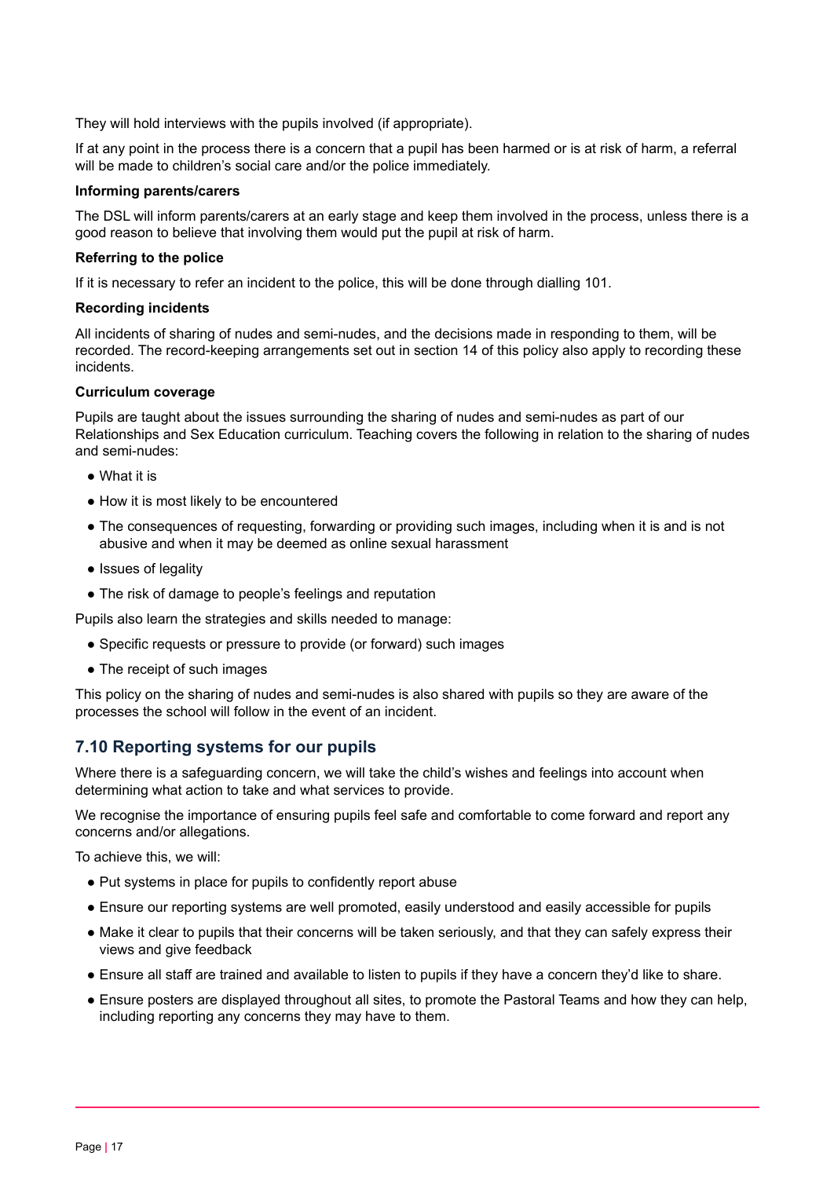They will hold interviews with the pupils involved (if appropriate).

If at any point in the process there is a concern that a pupil has been harmed or is at risk of harm, a referral will be made to children's social care and/or the police immediately.

**Informing parents/carers**

The DSL will inform parents/carers at an early stage and keep them involved in the process, unless there is a good reason to believe that involving them would put the pupil at risk of harm.

**Referring to the police**

If it is necessary to refer an incident to the police, this will be done through dialling 101.

**Recording incidents**

All incidents of sharing of nudes and semi-nudes, and the decisions made in responding to them, will be recorded. The record-keeping arrangements set out in section 14 of this policy also apply to recording these incidents.

**Curriculum coverage**

Pupils are taught about the issues surrounding the sharing of nudes and semi-nudes as part of our Relationships and Sex Education curriculum. Teaching covers the following in relation to the sharing of nudes and semi-nudes:

- What it is
- How it is most likely to be encountered
- The consequences of requesting, forwarding or providing such images, including when it is and is not abusive and when it may be deemed as online sexual harassment
- Issues of legality
- The risk of damage to people's feelings and reputation

Pupils also learn the strategies and skills needed to manage:

- Specific requests or pressure to provide (or forward) such images
- The receipt of such images

This policy on the sharing of nudes and semi-nudes is also shared with pupils so they are aware of the processes the school will follow in the event of an incident.

## 7.10 Reporting systems for our pupils

Where there is a safeguarding concern, we will take the child's wishes and feelings into account when determining what action to take and what services to provide.

We recognise the importance of ensuring pupils feel safe and comfortable to come forward and report any concerns and/or allegations.

To achieve this, we will:

- Put systems in place for pupils to confidently report abuse
- Ensure our reporting systems are well promoted, easily understood and easily accessible for pupils
- Make it clear to pupils that their concerns will be taken seriously, and that they can safely express their views and give feedback
- Ensure all staff are trained and available to listen to pupils if they have a concern they'd like to share.
- Ensure posters are displayed throughout all sites, to promote the Pastoral Teams and how they can help, including reporting any concerns they may have to them.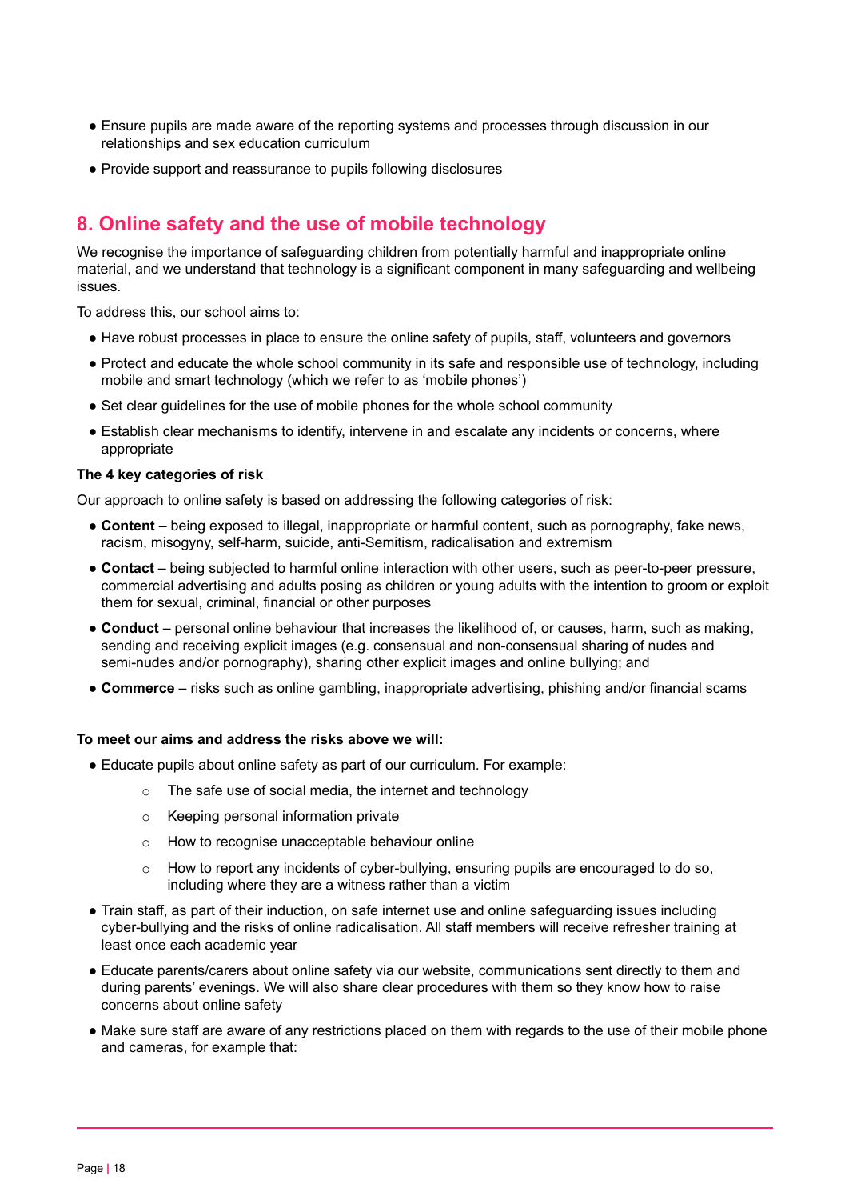- Ensure pupils are made aware of the reporting systems and processes through discussion in our relationships and sex education curriculum
- Provide support and reassurance to pupils following disclosures

## 8. Online safety and the use of mobile technology

We recognise the importance of safeguarding children from potentially harmful and inappropriate online material, and we understand that technology is a significant component in many safeguarding and wellbeing issues.

To address this, our school aims to:

- Have robust processes in place to ensure the online safety of pupils, staff, volunteers and governors
- Protect and educate the whole school community in its safe and responsible use of technology, including mobile and smart technology (which we refer to as 'mobile phones')
- Set clear guidelines for the use of mobile phones for the whole school community
- Establish clear mechanisms to identify, intervene in and escalate any incidents or concerns, where appropriate

**The 4 key categories of risk**

Our approach to online safety is based on addressing the following categories of risk:

- **Content** – being exposed to illegal, inappropriate or harmful content, such as pornography, fake news, racism, misogyny, self-harm, suicide, anti-Semitism, radicalisation and extremism
- **Contact** – being subjected to harmful online interaction with other users, such as peer-to-peer pressure, commercial advertising and adults posing as children or young adults with the intention to groom or exploit them for sexual, criminal, financial or other purposes
- **Conduct** – personal online behaviour that increases the likelihood of, or causes, harm, such as making, sending and receiving explicit images (e.g. consensual and non-consensual sharing of nudes and semi-nudes and/or pornography), sharing other explicit images and online bullying; and
- **Commerce** – risks such as online gambling, inappropriate advertising, phishing and/or financial scams

**To meet our aims and address the risks above we will:**

- Educate pupils about online safety as part of our curriculum. For example:
  - The safe use of social media, the internet and technology
  - Keeping personal information private
  - How to recognise unacceptable behaviour online
  - How to report any incidents of cyber-bullying, ensuring pupils are encouraged to do so, including where they are a witness rather than a victim
- Train staff, as part of their induction, on safe internet use and online safeguarding issues including cyber-bullying and the risks of online radicalisation. All staff members will receive refresher training at least once each academic year
- Educate parents/carers about online safety via our website, communications sent directly to them and during parents' evenings. We will also share clear procedures with them so they know how to raise concerns about online safety
- Make sure staff are aware of any restrictions placed on them with regards to the use of their mobile phone and cameras, for example that: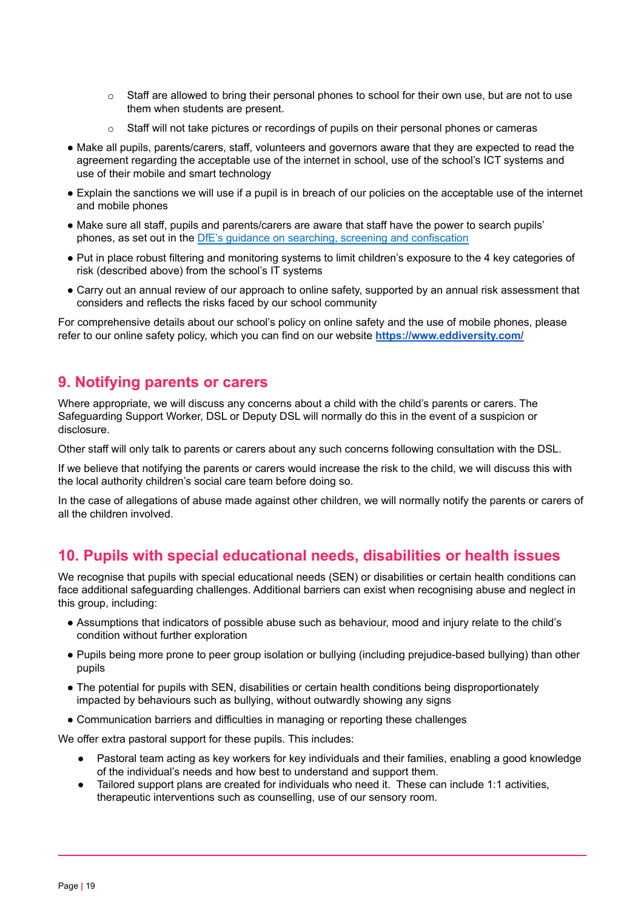- Staff are allowed to bring their personal phones to school for their own use, but are not to use them when students are present.
    - Staff will not take pictures or recordings of pupils on their personal phones or cameras

- Make all pupils, parents/carers, staff, volunteers and governors aware that they are expected to read the agreement regarding the acceptable use of the internet in school, use of the school's ICT systems and use of their mobile and smart technology
- Explain the sanctions we will use if a pupil is in breach of our policies on the acceptable use of the internet and mobile phones
- Make sure all staff, pupils and parents/carers are aware that staff have the power to search pupils' phones, as set out in the [DfE's guidance on searching, screening and confiscation](#)
- Put in place robust filtering and monitoring systems to limit children's exposure to the 4 key categories of risk (described above) from the school's IT systems
- Carry out an annual review of our approach to online safety, supported by an annual risk assessment that considers and reflects the risks faced by our school community

For comprehensive details about our school's policy on online safety and the use of mobile phones, please refer to our online safety policy, which you can find on our website **[https://www.eddiversity.com/](https://www.eddiversity.com/)**

## 9. Notifying parents or carers

Where appropriate, we will discuss any concerns about a child with the child's parents or carers. The Safeguarding Support Worker, DSL or Deputy DSL will normally do this in the event of a suspicion or disclosure.

Other staff will only talk to parents or carers about any such concerns following consultation with the DSL.

If we believe that notifying the parents or carers would increase the risk to the child, we will discuss this with the local authority children's social care team before doing so.

In the case of allegations of abuse made against other children, we will normally notify the parents or carers of all the children involved.

## 10. Pupils with special educational needs, disabilities or health issues

We recognise that pupils with special educational needs (SEN) or disabilities or certain health conditions can face additional safeguarding challenges. Additional barriers can exist when recognising abuse and neglect in this group, including:

- Assumptions that indicators of possible abuse such as behaviour, mood and injury relate to the child's condition without further exploration
- Pupils being more prone to peer group isolation or bullying (including prejudice-based bullying) than other pupils
- The potential for pupils with SEN, disabilities or certain health conditions being disproportionately impacted by behaviours such as bullying, without outwardly showing any signs
- Communication barriers and difficulties in managing or reporting these challenges

We offer extra pastoral support for these pupils. This includes:

- Pastoral team acting as key workers for key individuals and their families, enabling a good knowledge of the individual's needs and how best to understand and support them.
- Tailored support plans are created for individuals who need it. These can include 1:1 activities, therapeutic interventions such as counselling, use of our sensory room.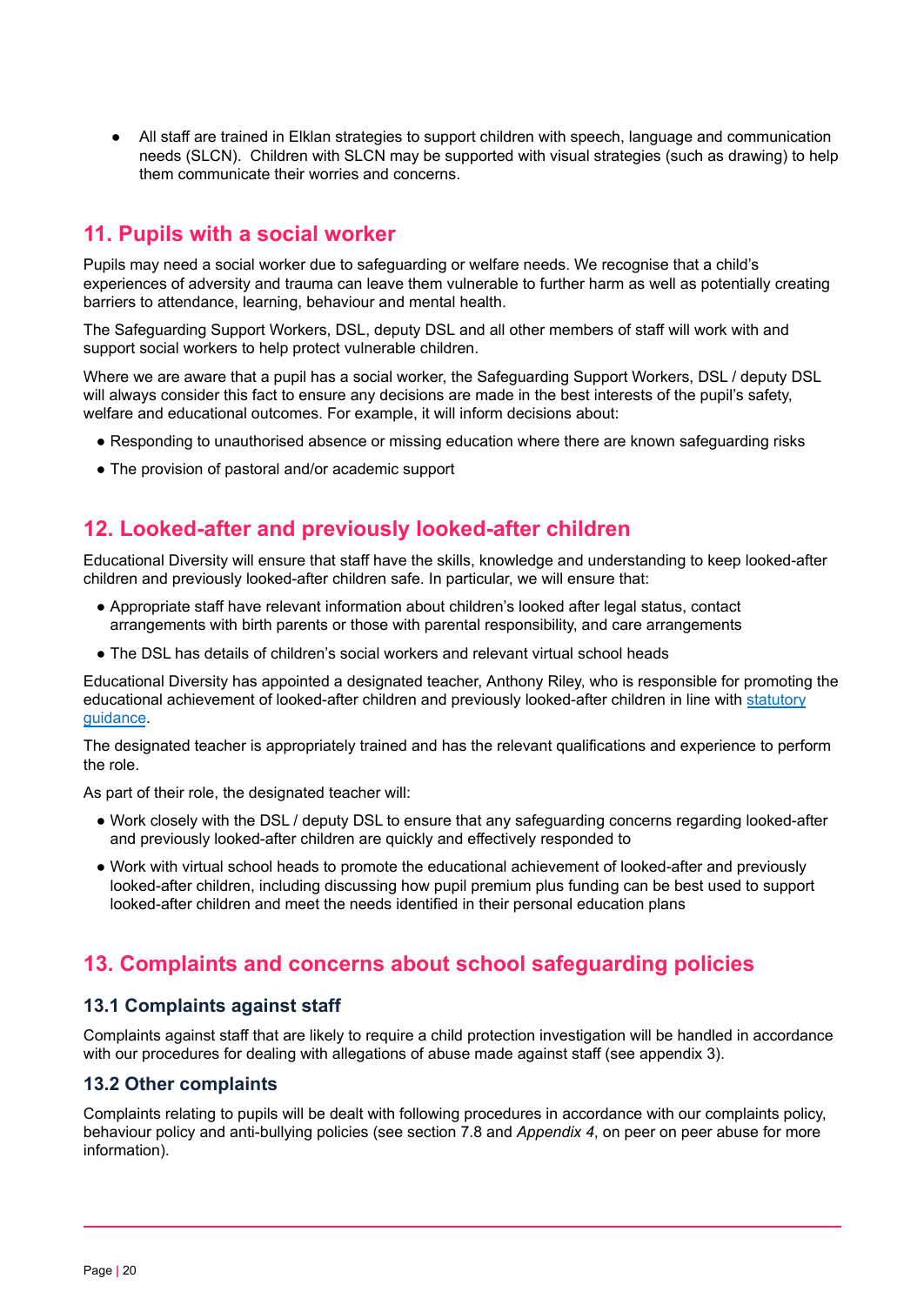- All staff are trained in Elklan strategies to support children with speech, language and communication needs (SLCN). Children with SLCN may be supported with visual strategies (such as drawing) to help them communicate their worries and concerns.

## 11. Pupils with a social worker

Pupils may need a social worker due to safeguarding or welfare needs. We recognise that a child's experiences of adversity and trauma can leave them vulnerable to further harm as well as potentially creating barriers to attendance, learning, behaviour and mental health.

The Safeguarding Support Workers, DSL, deputy DSL and all other members of staff will work with and support social workers to help protect vulnerable children.

Where we are aware that a pupil has a social worker, the Safeguarding Support Workers, DSL / deputy DSL will always consider this fact to ensure any decisions are made in the best interests of the pupil's safety, welfare and educational outcomes. For example, it will inform decisions about:

- Responding to unauthorised absence or missing education where there are known safeguarding risks
- The provision of pastoral and/or academic support

## 12. Looked-after and previously looked-after children

Educational Diversity will ensure that staff have the skills, knowledge and understanding to keep looked-after children and previously looked-after children safe. In particular, we will ensure that:

- Appropriate staff have relevant information about children's looked after legal status, contact arrangements with birth parents or those with parental responsibility, and care arrangements
- The DSL has details of children's social workers and relevant virtual school heads

Educational Diversity has appointed a designated teacher, Anthony Riley, who is responsible for promoting the educational achievement of looked-after children and previously looked-after children in line with [statutory guidance](statutory guidance).

The designated teacher is appropriately trained and has the relevant qualifications and experience to perform the role.

As part of their role, the designated teacher will:

- Work closely with the DSL / deputy DSL to ensure that any safeguarding concerns regarding looked-after and previously looked-after children are quickly and effectively responded to
- Work with virtual school heads to promote the educational achievement of looked-after and previously looked-after children, including discussing how pupil premium plus funding can be best used to support looked-after children and meet the needs identified in their personal education plans

## 13. Complaints and concerns about school safeguarding policies

### 13.1 Complaints against staff

Complaints against staff that are likely to require a child protection investigation will be handled in accordance with our procedures for dealing with allegations of abuse made against staff (see appendix 3).

### 13.2 Other complaints

Complaints relating to pupils will be dealt with following procedures in accordance with our complaints policy, behaviour policy and anti-bullying policies (see section 7.8 and *Appendix 4*, on peer on peer abuse for more information).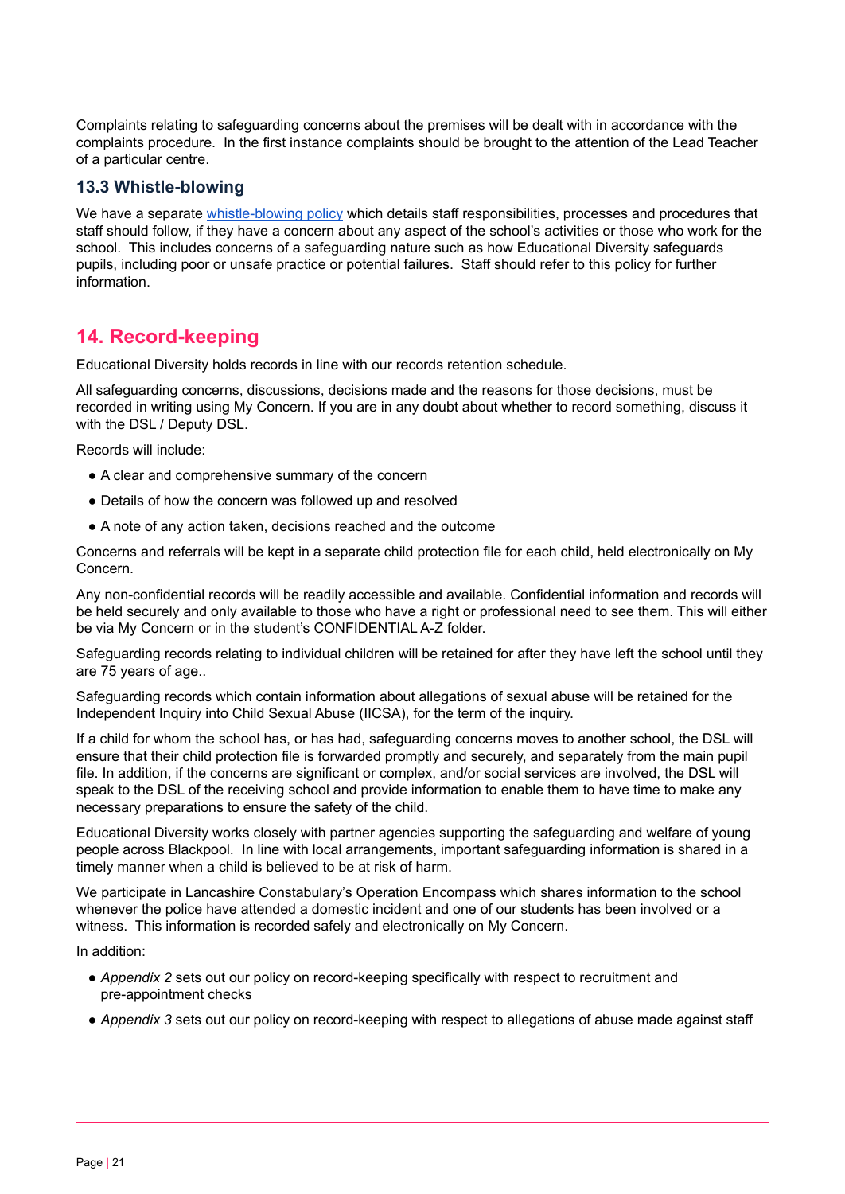Complaints relating to safeguarding concerns about the premises will be dealt with in accordance with the complaints procedure. In the first instance complaints should be brought to the attention of the Lead Teacher of a particular centre.

### 13.3 Whistle-blowing

We have a separate [whistle-blowing policy] which details staff responsibilities, processes and procedures that staff should follow, if they have a concern about any aspect of the school's activities or those who work for the school. This includes concerns of a safeguarding nature such as how Educational Diversity safeguards pupils, including poor or unsafe practice or potential failures. Staff should refer to this policy for further information.

## 14. Record-keeping

Educational Diversity holds records in line with our records retention schedule.

All safeguarding concerns, discussions, decisions made and the reasons for those decisions, must be recorded in writing using My Concern. If you are in any doubt about whether to record something, discuss it with the DSL / Deputy DSL.

Records will include:

- A clear and comprehensive summary of the concern
- Details of how the concern was followed up and resolved
- A note of any action taken, decisions reached and the outcome

Concerns and referrals will be kept in a separate child protection file for each child, held electronically on My Concern.

Any non-confidential records will be readily accessible and available. Confidential information and records will be held securely and only available to those who have a right or professional need to see them. This will either be via My Concern or in the student's CONFIDENTIAL A-Z folder.

Safeguarding records relating to individual children will be retained for after they have left the school until they are 75 years of age..

Safeguarding records which contain information about allegations of sexual abuse will be retained for the Independent Inquiry into Child Sexual Abuse (IICSA), for the term of the inquiry.

If a child for whom the school has, or has had, safeguarding concerns moves to another school, the DSL will ensure that their child protection file is forwarded promptly and securely, and separately from the main pupil file. In addition, if the concerns are significant or complex, and/or social services are involved, the DSL will speak to the DSL of the receiving school and provide information to enable them to have time to make any necessary preparations to ensure the safety of the child.

Educational Diversity works closely with partner agencies supporting the safeguarding and welfare of young people across Blackpool. In line with local arrangements, important safeguarding information is shared in a timely manner when a child is believed to be at risk of harm.

We participate in Lancashire Constabulary's Operation Encompass which shares information to the school whenever the police have attended a domestic incident and one of our students has been involved or a witness. This information is recorded safely and electronically on My Concern.

In addition:

- *Appendix 2* sets out our policy on record-keeping specifically with respect to recruitment and pre-appointment checks
- *Appendix 3* sets out our policy on record-keeping with respect to allegations of abuse made against staff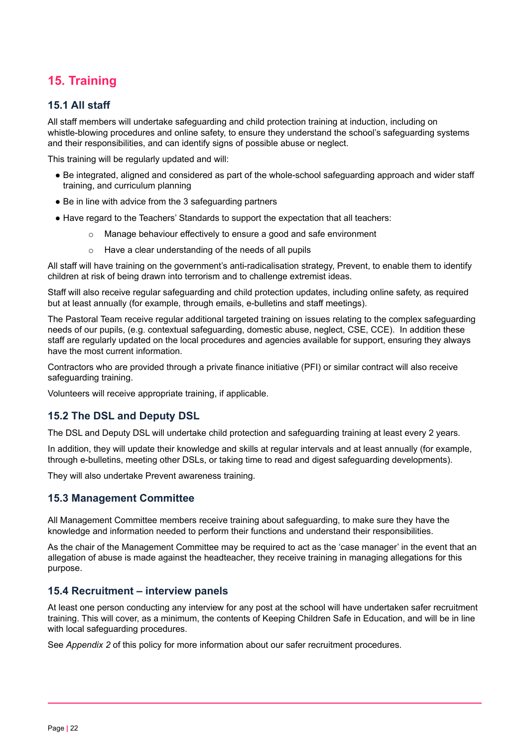## 15. Training

### 15.1 All staff

All staff members will undertake safeguarding and child protection training at induction, including on whistle-blowing procedures and online safety, to ensure they understand the school's safeguarding systems and their responsibilities, and can identify signs of possible abuse or neglect.

This training will be regularly updated and will:

- Be integrated, aligned and considered as part of the whole-school safeguarding approach and wider staff training, and curriculum planning
- Be in line with advice from the 3 safeguarding partners
- Have regard to the Teachers' Standards to support the expectation that all teachers:
  - Manage behaviour effectively to ensure a good and safe environment
  - Have a clear understanding of the needs of all pupils

All staff will have training on the government's anti-radicalisation strategy, Prevent, to enable them to identify children at risk of being drawn into terrorism and to challenge extremist ideas.

Staff will also receive regular safeguarding and child protection updates, including online safety, as required but at least annually (for example, through emails, e-bulletins and staff meetings).

The Pastoral Team receive regular additional targeted training on issues relating to the complex safeguarding needs of our pupils, (e.g. contextual safeguarding, domestic abuse, neglect, CSE, CCE). In addition these staff are regularly updated on the local procedures and agencies available for support, ensuring they always have the most current information.

Contractors who are provided through a private finance initiative (PFI) or similar contract will also receive safeguarding training.

Volunteers will receive appropriate training, if applicable.

### 15.2 The DSL and Deputy DSL

The DSL and Deputy DSL will undertake child protection and safeguarding training at least every 2 years.

In addition, they will update their knowledge and skills at regular intervals and at least annually (for example, through e-bulletins, meeting other DSLs, or taking time to read and digest safeguarding developments).

They will also undertake Prevent awareness training.

### 15.3 Management Committee

All Management Committee members receive training about safeguarding, to make sure they have the knowledge and information needed to perform their functions and understand their responsibilities.

As the chair of the Management Committee may be required to act as the 'case manager' in the event that an allegation of abuse is made against the headteacher, they receive training in managing allegations for this purpose.

### 15.4 Recruitment – interview panels

At least one person conducting any interview for any post at the school will have undertaken safer recruitment training. This will cover, as a minimum, the contents of Keeping Children Safe in Education, and will be in line with local safeguarding procedures.

See *Appendix 2* of this policy for more information about our safer recruitment procedures.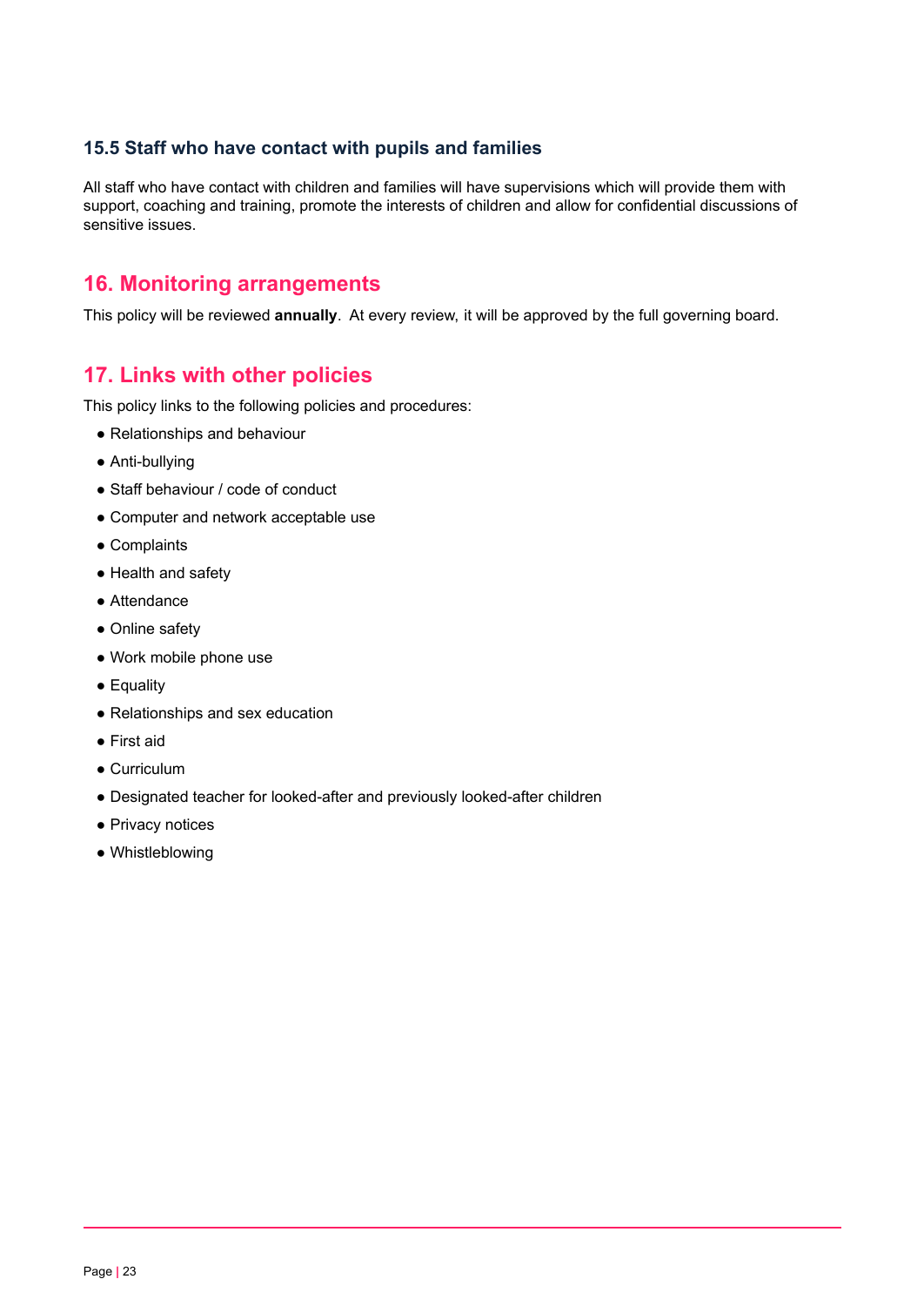### 15.5 Staff who have contact with pupils and families

All staff who have contact with children and families will have supervisions which will provide them with support, coaching and training, promote the interests of children and allow for confidential discussions of sensitive issues.

## 16. Monitoring arrangements

This policy will be reviewed **annually**. At every review, it will be approved by the full governing board.

## 17. Links with other policies

This policy links to the following policies and procedures:

- Relationships and behaviour
- Anti-bullying
- Staff behaviour / code of conduct
- Computer and network acceptable use
- Complaints
- Health and safety
- Attendance
- Online safety
- Work mobile phone use
- Equality
- Relationships and sex education
- First aid
- Curriculum
- Designated teacher for looked-after and previously looked-after children
- Privacy notices
- Whistleblowing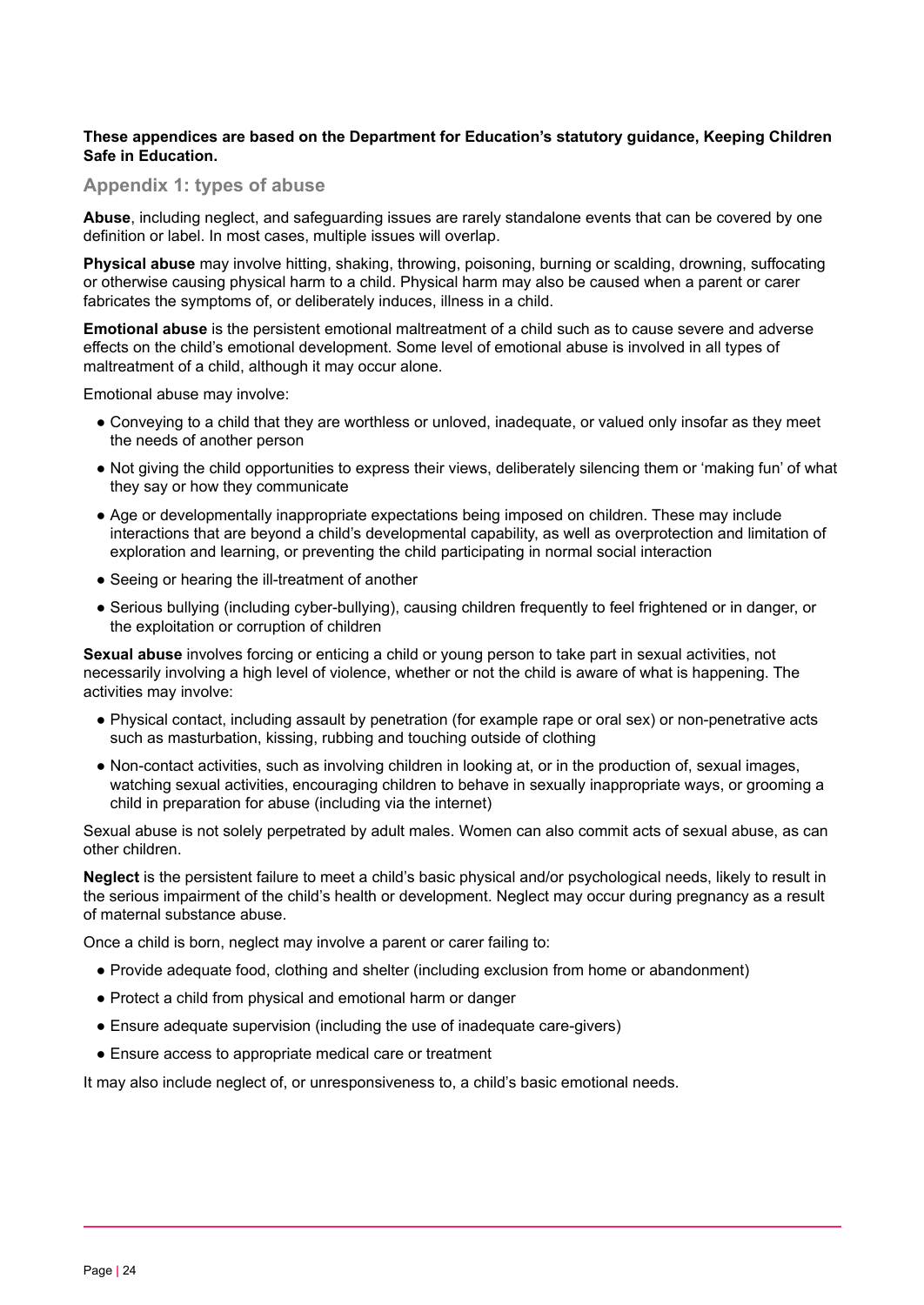**These appendices are based on the Department for Education's statutory guidance, Keeping Children Safe in Education.**

## Appendix 1: types of abuse

**Abuse**, including neglect, and safeguarding issues are rarely standalone events that can be covered by one definition or label. In most cases, multiple issues will overlap.

**Physical abuse** may involve hitting, shaking, throwing, poisoning, burning or scalding, drowning, suffocating or otherwise causing physical harm to a child. Physical harm may also be caused when a parent or carer fabricates the symptoms of, or deliberately induces, illness in a child.

**Emotional abuse** is the persistent emotional maltreatment of a child such as to cause severe and adverse effects on the child's emotional development. Some level of emotional abuse is involved in all types of maltreatment of a child, although it may occur alone.

Emotional abuse may involve:

- Conveying to a child that they are worthless or unloved, inadequate, or valued only insofar as they meet the needs of another person
- Not giving the child opportunities to express their views, deliberately silencing them or 'making fun' of what they say or how they communicate
- Age or developmentally inappropriate expectations being imposed on children. These may include interactions that are beyond a child's developmental capability, as well as overprotection and limitation of exploration and learning, or preventing the child participating in normal social interaction
- Seeing or hearing the ill-treatment of another
- Serious bullying (including cyber-bullying), causing children frequently to feel frightened or in danger, or the exploitation or corruption of children

**Sexual abuse** involves forcing or enticing a child or young person to take part in sexual activities, not necessarily involving a high level of violence, whether or not the child is aware of what is happening. The activities may involve:

- Physical contact, including assault by penetration (for example rape or oral sex) or non-penetrative acts such as masturbation, kissing, rubbing and touching outside of clothing
- Non-contact activities, such as involving children in looking at, or in the production of, sexual images, watching sexual activities, encouraging children to behave in sexually inappropriate ways, or grooming a child in preparation for abuse (including via the internet)

Sexual abuse is not solely perpetrated by adult males. Women can also commit acts of sexual abuse, as can other children.

**Neglect** is the persistent failure to meet a child's basic physical and/or psychological needs, likely to result in the serious impairment of the child's health or development. Neglect may occur during pregnancy as a result of maternal substance abuse.

Once a child is born, neglect may involve a parent or carer failing to:

- Provide adequate food, clothing and shelter (including exclusion from home or abandonment)
- Protect a child from physical and emotional harm or danger
- Ensure adequate supervision (including the use of inadequate care-givers)
- Ensure access to appropriate medical care or treatment

It may also include neglect of, or unresponsiveness to, a child's basic emotional needs.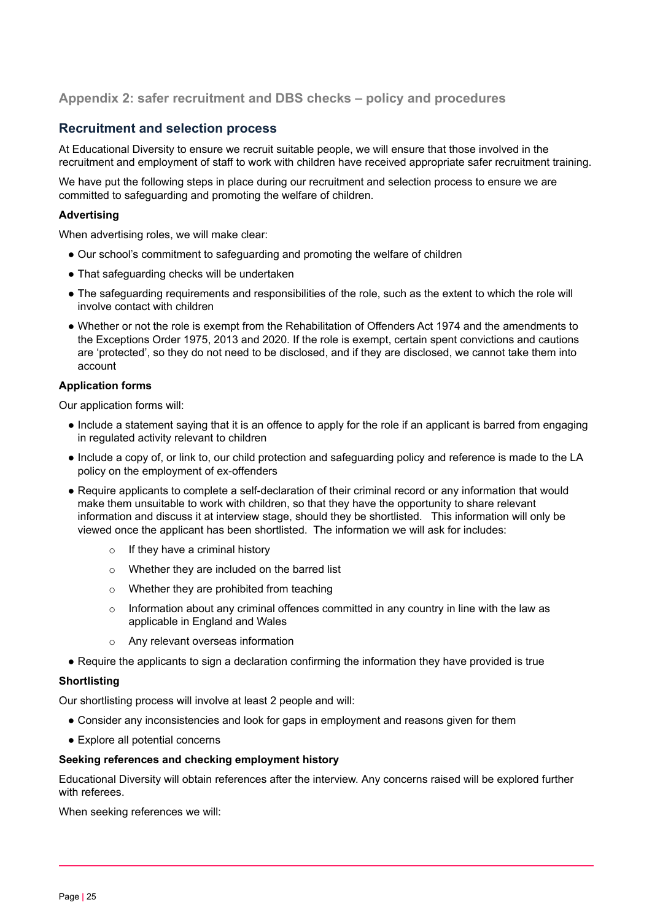## Appendix 2: safer recruitment and DBS checks – policy and procedures

### Recruitment and selection process

At Educational Diversity to ensure we recruit suitable people, we will ensure that those involved in the recruitment and employment of staff to work with children have received appropriate safer recruitment training.

We have put the following steps in place during our recruitment and selection process to ensure we are committed to safeguarding and promoting the welfare of children.

**Advertising**

When advertising roles, we will make clear:

- Our school's commitment to safeguarding and promoting the welfare of children
- That safeguarding checks will be undertaken
- The safeguarding requirements and responsibilities of the role, such as the extent to which the role will involve contact with children
- Whether or not the role is exempt from the Rehabilitation of Offenders Act 1974 and the amendments to the Exceptions Order 1975, 2013 and 2020. If the role is exempt, certain spent convictions and cautions are 'protected', so they do not need to be disclosed, and if they are disclosed, we cannot take them into account

**Application forms**

Our application forms will:

- Include a statement saying that it is an offence to apply for the role if an applicant is barred from engaging in regulated activity relevant to children
- Include a copy of, or link to, our child protection and safeguarding policy and reference is made to the LA policy on the employment of ex-offenders
- Require applicants to complete a self-declaration of their criminal record or any information that would make them unsuitable to work with children, so that they have the opportunity to share relevant information and discuss it at interview stage, should they be shortlisted. This information will only be viewed once the applicant has been shortlisted. The information we will ask for includes:
    - If they have a criminal history
    - Whether they are included on the barred list
    - Whether they are prohibited from teaching
    - Information about any criminal offences committed in any country in line with the law as applicable in England and Wales
    - Any relevant overseas information
- Require the applicants to sign a declaration confirming the information they have provided is true

**Shortlisting**

Our shortlisting process will involve at least 2 people and will:

- Consider any inconsistencies and look for gaps in employment and reasons given for them
- Explore all potential concerns

**Seeking references and checking employment history**

Educational Diversity will obtain references after the interview. Any concerns raised will be explored further with referees.

When seeking references we will: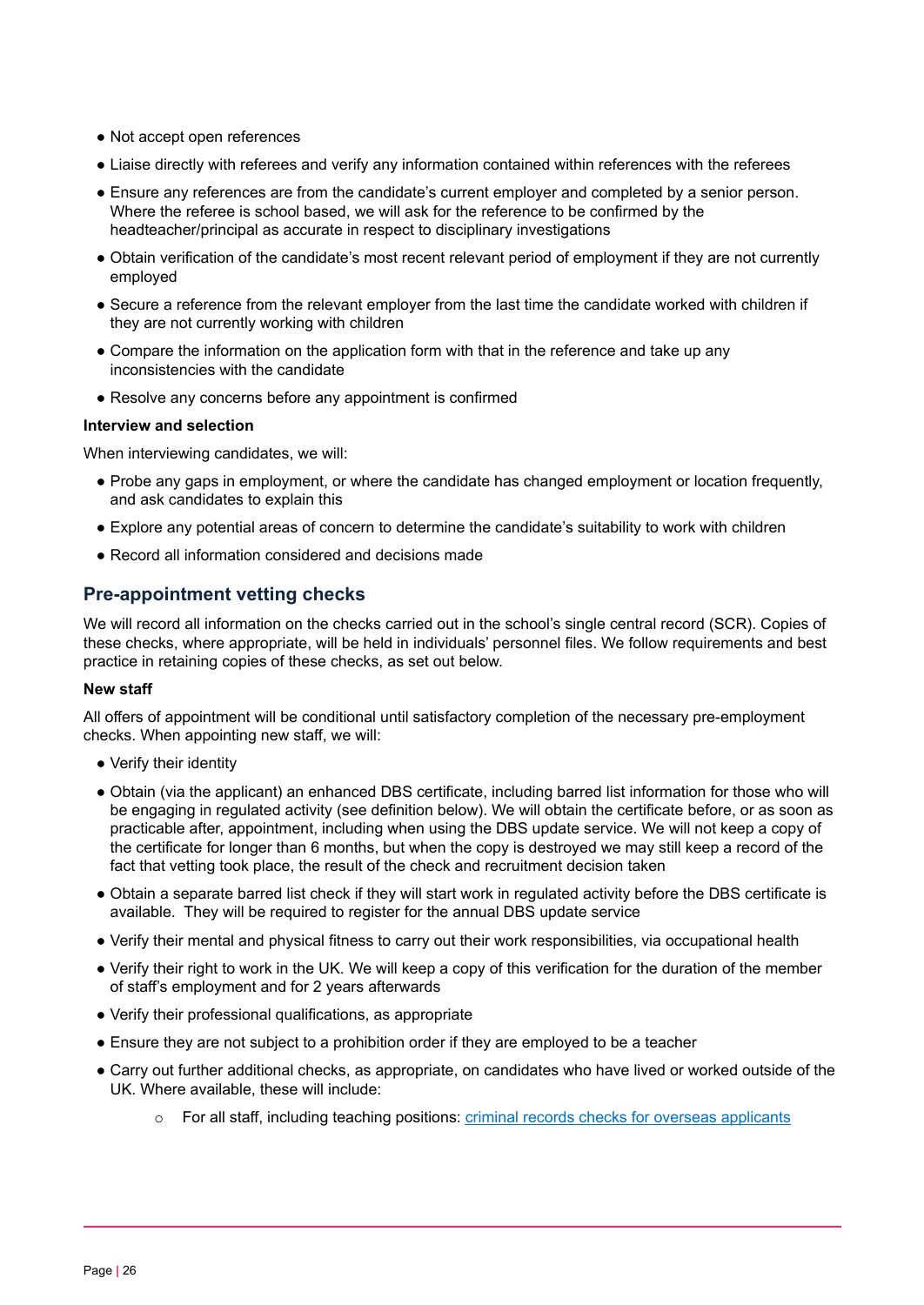- Not accept open references
- Liaise directly with referees and verify any information contained within references with the referees
- Ensure any references are from the candidate's current employer and completed by a senior person. Where the referee is school based, we will ask for the reference to be confirmed by the headteacher/principal as accurate in respect to disciplinary investigations
- Obtain verification of the candidate's most recent relevant period of employment if they are not currently employed
- Secure a reference from the relevant employer from the last time the candidate worked with children if they are not currently working with children
- Compare the information on the application form with that in the reference and take up any inconsistencies with the candidate
- Resolve any concerns before any appointment is confirmed

**Interview and selection**

When interviewing candidates, we will:

- Probe any gaps in employment, or where the candidate has changed employment or location frequently, and ask candidates to explain this
- Explore any potential areas of concern to determine the candidate's suitability to work with children
- Record all information considered and decisions made

## Pre-appointment vetting checks

We will record all information on the checks carried out in the school's single central record (SCR). Copies of these checks, where appropriate, will be held in individuals' personnel files. We follow requirements and best practice in retaining copies of these checks, as set out below.

**New staff**

All offers of appointment will be conditional until satisfactory completion of the necessary pre-employment checks. When appointing new staff, we will:

- Verify their identity
- Obtain (via the applicant) an enhanced DBS certificate, including barred list information for those who will be engaging in regulated activity (see definition below). We will obtain the certificate before, or as soon as practicable after, appointment, including when using the DBS update service. We will not keep a copy of the certificate for longer than 6 months, but when the copy is destroyed we may still keep a record of the fact that vetting took place, the result of the check and recruitment decision taken
- Obtain a separate barred list check if they will start work in regulated activity before the DBS certificate is available. They will be required to register for the annual DBS update service
- Verify their mental and physical fitness to carry out their work responsibilities, via occupational health
- Verify their right to work in the UK. We will keep a copy of this verification for the duration of the member of staff's employment and for 2 years afterwards
- Verify their professional qualifications, as appropriate
- Ensure they are not subject to a prohibition order if they are employed to be a teacher
- Carry out further additional checks, as appropriate, on candidates who have lived or worked outside of the UK. Where available, these will include:
    - For all staff, including teaching positions: criminal records checks for overseas applicants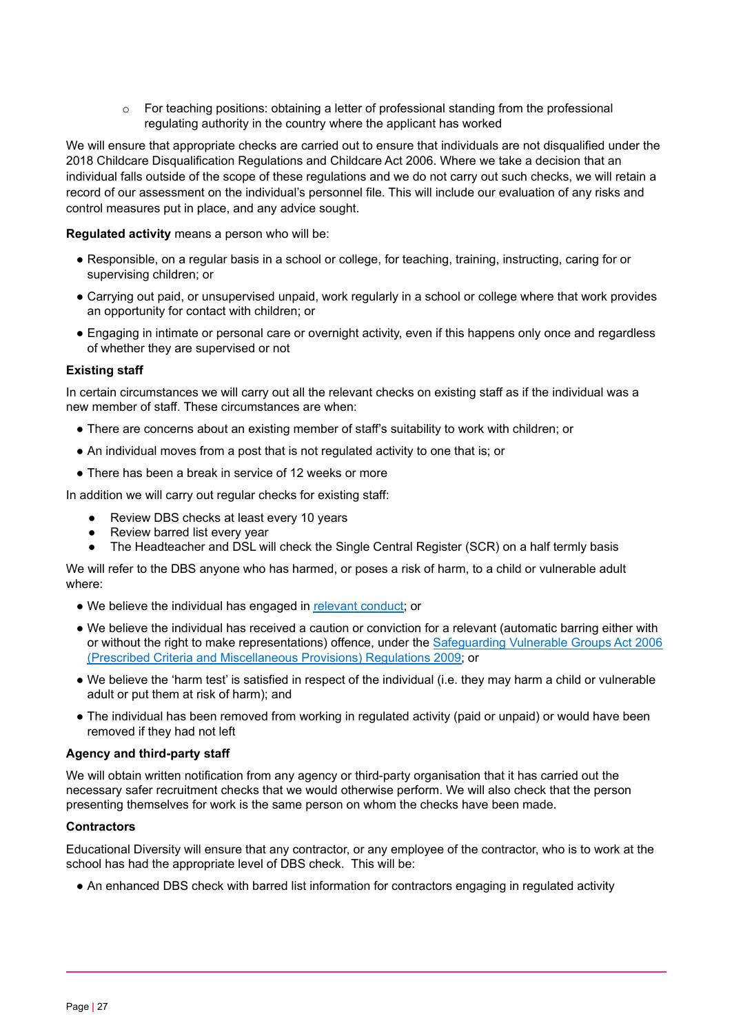- For teaching positions: obtaining a letter of professional standing from the professional regulating authority in the country where the applicant has worked

We will ensure that appropriate checks are carried out to ensure that individuals are not disqualified under the 2018 Childcare Disqualification Regulations and Childcare Act 2006. Where we take a decision that an individual falls outside of the scope of these regulations and we do not carry out such checks, we will retain a record of our assessment on the individual's personnel file. This will include our evaluation of any risks and control measures put in place, and any advice sought.

**Regulated activity** means a person who will be:

- Responsible, on a regular basis in a school or college, for teaching, training, instructing, caring for or supervising children; or
- Carrying out paid, or unsupervised unpaid, work regularly in a school or college where that work provides an opportunity for contact with children; or
- Engaging in intimate or personal care or overnight activity, even if this happens only once and regardless of whether they are supervised or not

**Existing staff**

In certain circumstances we will carry out all the relevant checks on existing staff as if the individual was a new member of staff. These circumstances are when:

- There are concerns about an existing member of staff's suitability to work with children; or
- An individual moves from a post that is not regulated activity to one that is; or
- There has been a break in service of 12 weeks or more

In addition we will carry out regular checks for existing staff:

- Review DBS checks at least every 10 years
- Review barred list every year
- The Headteacher and DSL will check the Single Central Register (SCR) on a half termly basis

We will refer to the DBS anyone who has harmed, or poses a risk of harm, to a child or vulnerable adult where:

- We believe the individual has engaged in relevant conduct; or
- We believe the individual has received a caution or conviction for a relevant (automatic barring either with or without the right to make representations) offence, under the Safeguarding Vulnerable Groups Act 2006 (Prescribed Criteria and Miscellaneous Provisions) Regulations 2009; or
- We believe the 'harm test' is satisfied in respect of the individual (i.e. they may harm a child or vulnerable adult or put them at risk of harm); and
- The individual has been removed from working in regulated activity (paid or unpaid) or would have been removed if they had not left

**Agency and third-party staff**

We will obtain written notification from any agency or third-party organisation that it has carried out the necessary safer recruitment checks that we would otherwise perform. We will also check that the person presenting themselves for work is the same person on whom the checks have been made.

**Contractors**

Educational Diversity will ensure that any contractor, or any employee of the contractor, who is to work at the school has had the appropriate level of DBS check. This will be:

- An enhanced DBS check with barred list information for contractors engaging in regulated activity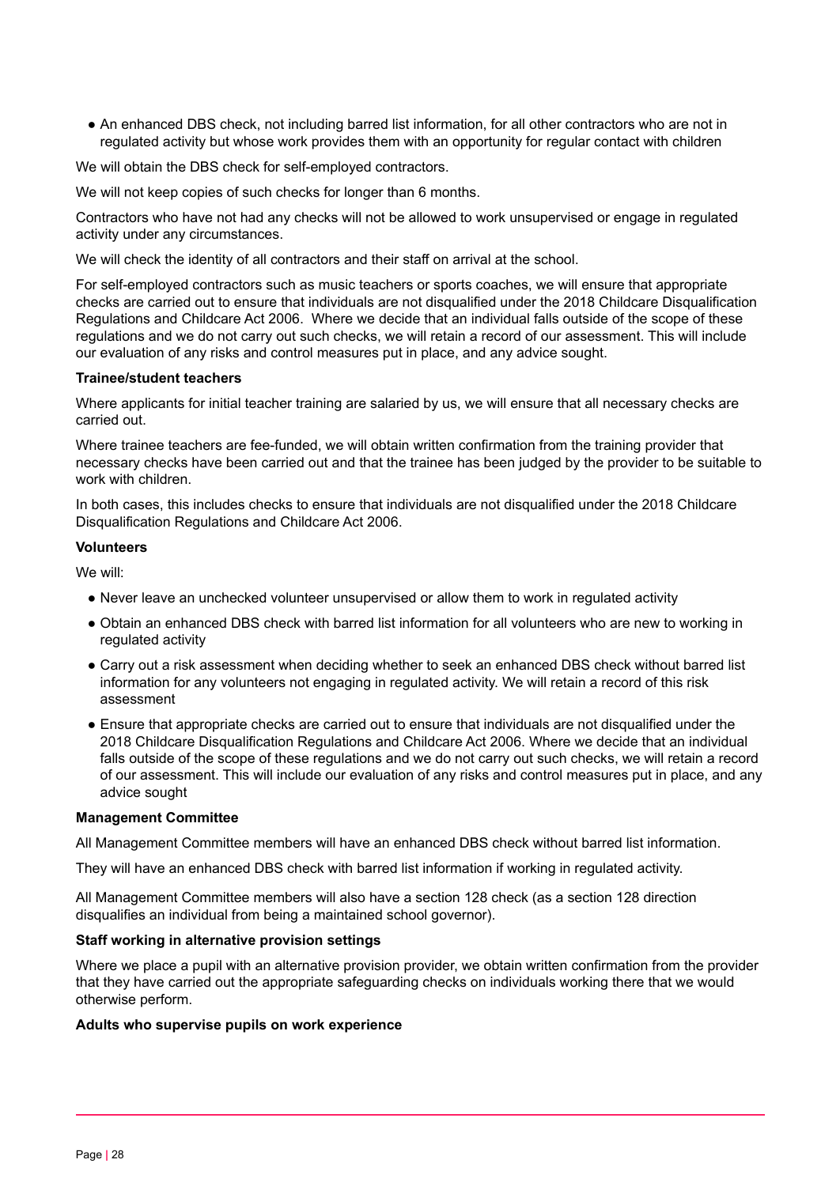- An enhanced DBS check, not including barred list information, for all other contractors who are not in regulated activity but whose work provides them with an opportunity for regular contact with children

We will obtain the DBS check for self-employed contractors.

We will not keep copies of such checks for longer than 6 months.

Contractors who have not had any checks will not be allowed to work unsupervised or engage in regulated activity under any circumstances.

We will check the identity of all contractors and their staff on arrival at the school.

For self-employed contractors such as music teachers or sports coaches, we will ensure that appropriate checks are carried out to ensure that individuals are not disqualified under the 2018 Childcare Disqualification Regulations and Childcare Act 2006. Where we decide that an individual falls outside of the scope of these regulations and we do not carry out such checks, we will retain a record of our assessment. This will include our evaluation of any risks and control measures put in place, and any advice sought.

**Trainee/student teachers**

Where applicants for initial teacher training are salaried by us, we will ensure that all necessary checks are carried out.

Where trainee teachers are fee-funded, we will obtain written confirmation from the training provider that necessary checks have been carried out and that the trainee has been judged by the provider to be suitable to work with children.

In both cases, this includes checks to ensure that individuals are not disqualified under the 2018 Childcare Disqualification Regulations and Childcare Act 2006.

**Volunteers**

We will:

- Never leave an unchecked volunteer unsupervised or allow them to work in regulated activity
- Obtain an enhanced DBS check with barred list information for all volunteers who are new to working in regulated activity
- Carry out a risk assessment when deciding whether to seek an enhanced DBS check without barred list information for any volunteers not engaging in regulated activity. We will retain a record of this risk assessment
- Ensure that appropriate checks are carried out to ensure that individuals are not disqualified under the 2018 Childcare Disqualification Regulations and Childcare Act 2006. Where we decide that an individual falls outside of the scope of these regulations and we do not carry out such checks, we will retain a record of our assessment. This will include our evaluation of any risks and control measures put in place, and any advice sought

**Management Committee**

All Management Committee members will have an enhanced DBS check without barred list information.

They will have an enhanced DBS check with barred list information if working in regulated activity.

All Management Committee members will also have a section 128 check (as a section 128 direction disqualifies an individual from being a maintained school governor).

**Staff working in alternative provision settings**

Where we place a pupil with an alternative provision provider, we obtain written confirmation from the provider that they have carried out the appropriate safeguarding checks on individuals working there that we would otherwise perform.

**Adults who supervise pupils on work experience**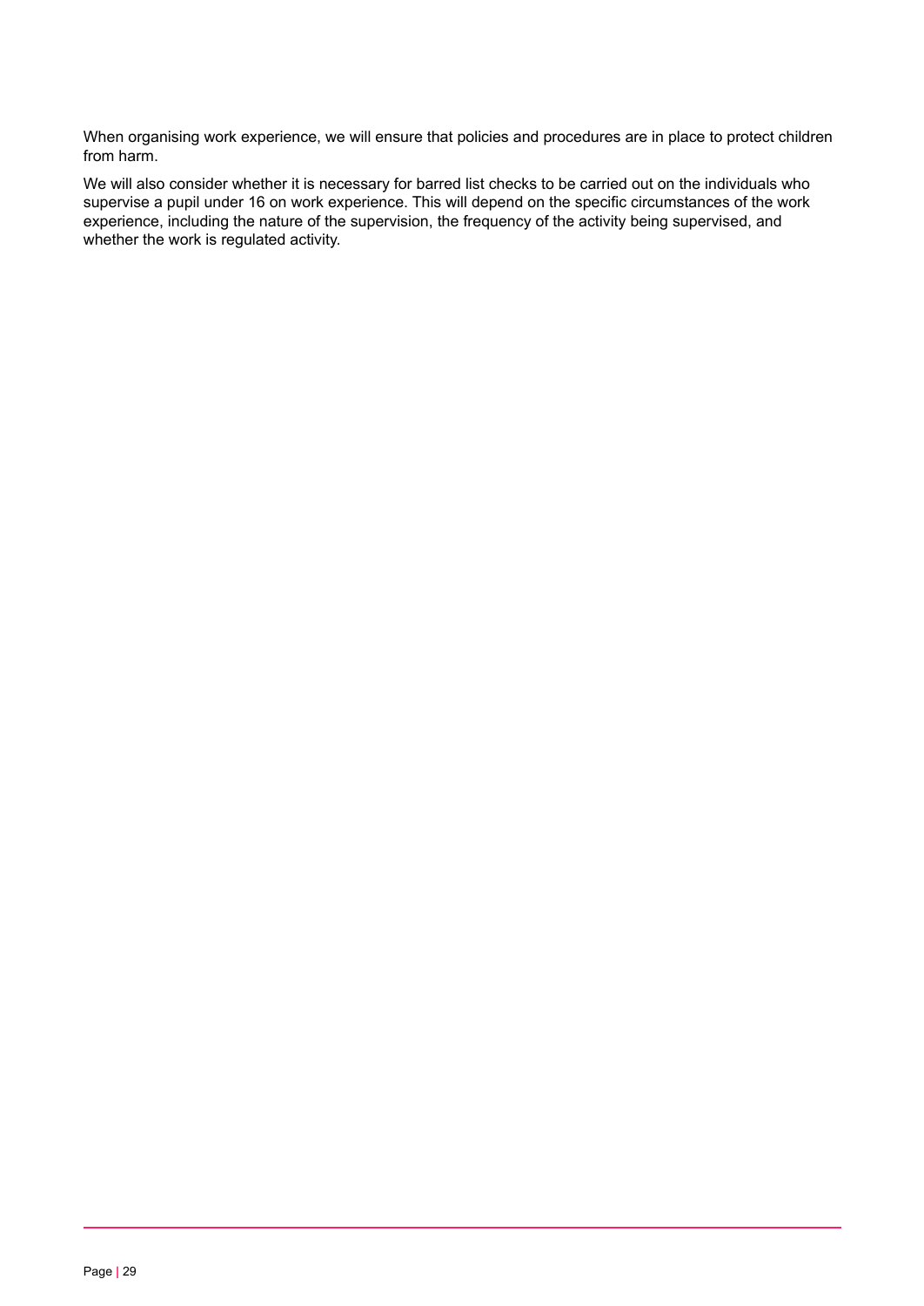When organising work experience, we will ensure that policies and procedures are in place to protect children from harm.

We will also consider whether it is necessary for barred list checks to be carried out on the individuals who supervise a pupil under 16 on work experience. This will depend on the specific circumstances of the work experience, including the nature of the supervision, the frequency of the activity being supervised, and whether the work is regulated activity.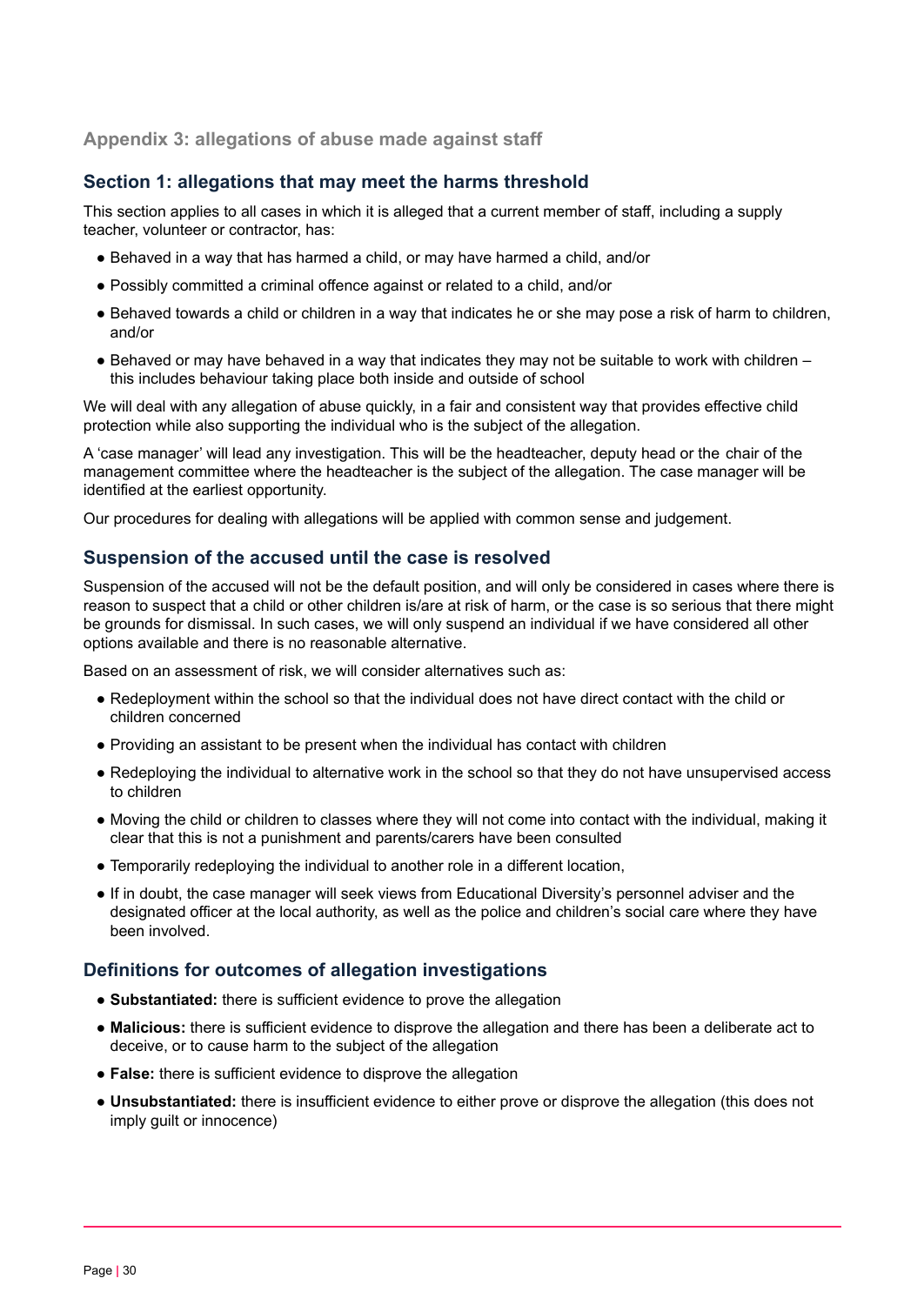## Appendix 3: allegations of abuse made against staff

### Section 1: allegations that may meet the harms threshold

This section applies to all cases in which it is alleged that a current member of staff, including a supply teacher, volunteer or contractor, has:

- Behaved in a way that has harmed a child, or may have harmed a child, and/or
- Possibly committed a criminal offence against or related to a child, and/or
- Behaved towards a child or children in a way that indicates he or she may pose a risk of harm to children, and/or
- Behaved or may have behaved in a way that indicates they may not be suitable to work with children – this includes behaviour taking place both inside and outside of school

We will deal with any allegation of abuse quickly, in a fair and consistent way that provides effective child protection while also supporting the individual who is the subject of the allegation.

A 'case manager' will lead any investigation. This will be the headteacher, deputy head or the chair of the management committee where the headteacher is the subject of the allegation. The case manager will be identified at the earliest opportunity.

Our procedures for dealing with allegations will be applied with common sense and judgement.

### Suspension of the accused until the case is resolved

Suspension of the accused will not be the default position, and will only be considered in cases where there is reason to suspect that a child or other children is/are at risk of harm, or the case is so serious that there might be grounds for dismissal. In such cases, we will only suspend an individual if we have considered all other options available and there is no reasonable alternative.

Based on an assessment of risk, we will consider alternatives such as:

- Redeployment within the school so that the individual does not have direct contact with the child or children concerned
- Providing an assistant to be present when the individual has contact with children
- Redeploying the individual to alternative work in the school so that they do not have unsupervised access to children
- Moving the child or children to classes where they will not come into contact with the individual, making it clear that this is not a punishment and parents/carers have been consulted
- Temporarily redeploying the individual to another role in a different location,
- If in doubt, the case manager will seek views from Educational Diversity's personnel adviser and the designated officer at the local authority, as well as the police and children's social care where they have been involved.

### Definitions for outcomes of allegation investigations

- **Substantiated:** there is sufficient evidence to prove the allegation
- **Malicious:** there is sufficient evidence to disprove the allegation and there has been a deliberate act to deceive, or to cause harm to the subject of the allegation
- **False:** there is sufficient evidence to disprove the allegation
- **Unsubstantiated:** there is insufficient evidence to either prove or disprove the allegation (this does not imply guilt or innocence)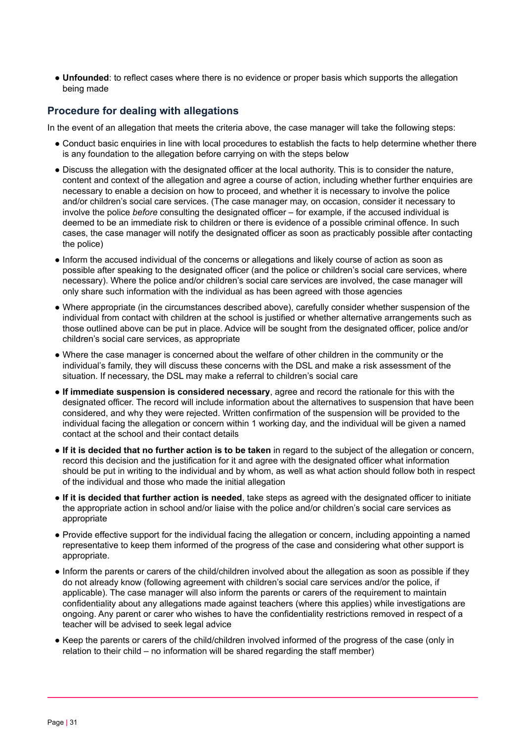- **Unfounded**: to reflect cases where there is no evidence or proper basis which supports the allegation being made

## Procedure for dealing with allegations

In the event of an allegation that meets the criteria above, the case manager will take the following steps:

- Conduct basic enquiries in line with local procedures to establish the facts to help determine whether there is any foundation to the allegation before carrying on with the steps below
- Discuss the allegation with the designated officer at the local authority. This is to consider the nature, content and context of the allegation and agree a course of action, including whether further enquiries are necessary to enable a decision on how to proceed, and whether it is necessary to involve the police and/or children's social care services. (The case manager may, on occasion, consider it necessary to involve the police *before* consulting the designated officer – for example, if the accused individual is deemed to be an immediate risk to children or there is evidence of a possible criminal offence. In such cases, the case manager will notify the designated officer as soon as practicably possible after contacting the police)
- Inform the accused individual of the concerns or allegations and likely course of action as soon as possible after speaking to the designated officer (and the police or children's social care services, where necessary). Where the police and/or children's social care services are involved, the case manager will only share such information with the individual as has been agreed with those agencies
- Where appropriate (in the circumstances described above), carefully consider whether suspension of the individual from contact with children at the school is justified or whether alternative arrangements such as those outlined above can be put in place. Advice will be sought from the designated officer, police and/or children's social care services, as appropriate
- Where the case manager is concerned about the welfare of other children in the community or the individual's family, they will discuss these concerns with the DSL and make a risk assessment of the situation. If necessary, the DSL may make a referral to children's social care
- **If immediate suspension is considered necessary**, agree and record the rationale for this with the designated officer. The record will include information about the alternatives to suspension that have been considered, and why they were rejected. Written confirmation of the suspension will be provided to the individual facing the allegation or concern within 1 working day, and the individual will be given a named contact at the school and their contact details
- **If it is decided that no further action is to be taken** in regard to the subject of the allegation or concern, record this decision and the justification for it and agree with the designated officer what information should be put in writing to the individual and by whom, as well as what action should follow both in respect of the individual and those who made the initial allegation
- **If it is decided that further action is needed**, take steps as agreed with the designated officer to initiate the appropriate action in school and/or liaise with the police and/or children's social care services as appropriate
- Provide effective support for the individual facing the allegation or concern, including appointing a named representative to keep them informed of the progress of the case and considering what other support is appropriate.
- Inform the parents or carers of the child/children involved about the allegation as soon as possible if they do not already know (following agreement with children's social care services and/or the police, if applicable). The case manager will also inform the parents or carers of the requirement to maintain confidentiality about any allegations made against teachers (where this applies) while investigations are ongoing. Any parent or carer who wishes to have the confidentiality restrictions removed in respect of a teacher will be advised to seek legal advice
- Keep the parents or carers of the child/children involved informed of the progress of the case (only in relation to their child – no information will be shared regarding the staff member)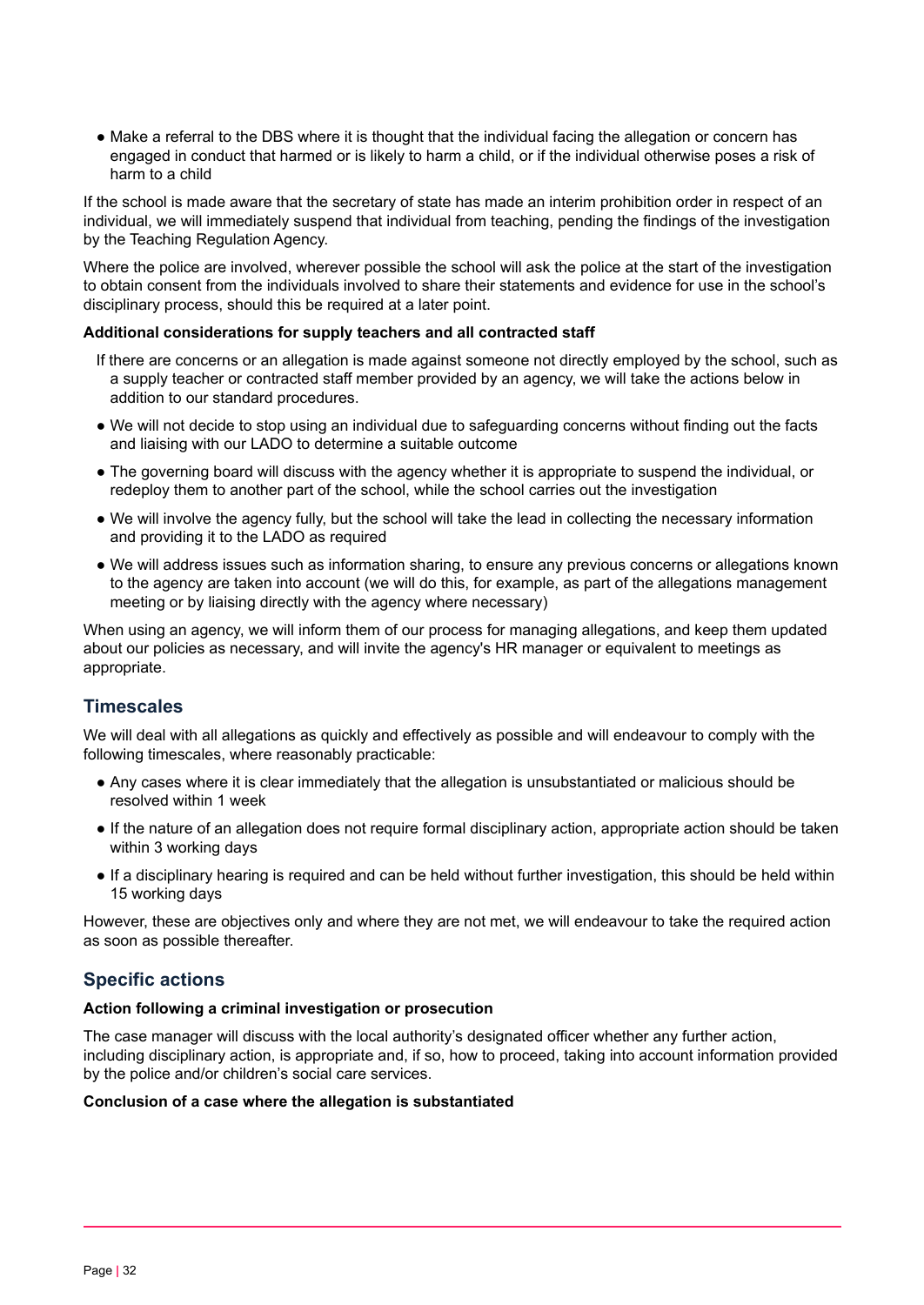- Make a referral to the DBS where it is thought that the individual facing the allegation or concern has engaged in conduct that harmed or is likely to harm a child, or if the individual otherwise poses a risk of harm to a child

If the school is made aware that the secretary of state has made an interim prohibition order in respect of an individual, we will immediately suspend that individual from teaching, pending the findings of the investigation by the Teaching Regulation Agency.

Where the police are involved, wherever possible the school will ask the police at the start of the investigation to obtain consent from the individuals involved to share their statements and evidence for use in the school's disciplinary process, should this be required at a later point.

**Additional considerations for supply teachers and all contracted staff**

If there are concerns or an allegation is made against someone not directly employed by the school, such as a supply teacher or contracted staff member provided by an agency, we will take the actions below in addition to our standard procedures.

- We will not decide to stop using an individual due to safeguarding concerns without finding out the facts and liaising with our LADO to determine a suitable outcome
- The governing board will discuss with the agency whether it is appropriate to suspend the individual, or redeploy them to another part of the school, while the school carries out the investigation
- We will involve the agency fully, but the school will take the lead in collecting the necessary information and providing it to the LADO as required
- We will address issues such as information sharing, to ensure any previous concerns or allegations known to the agency are taken into account (we will do this, for example, as part of the allegations management meeting or by liaising directly with the agency where necessary)

When using an agency, we will inform them of our process for managing allegations, and keep them updated about our policies as necessary, and will invite the agency's HR manager or equivalent to meetings as appropriate.

## Timescales

We will deal with all allegations as quickly and effectively as possible and will endeavour to comply with the following timescales, where reasonably practicable:

- Any cases where it is clear immediately that the allegation is unsubstantiated or malicious should be resolved within 1 week
- If the nature of an allegation does not require formal disciplinary action, appropriate action should be taken within 3 working days
- If a disciplinary hearing is required and can be held without further investigation, this should be held within 15 working days

However, these are objectives only and where they are not met, we will endeavour to take the required action as soon as possible thereafter.

## Specific actions

**Action following a criminal investigation or prosecution**

The case manager will discuss with the local authority's designated officer whether any further action, including disciplinary action, is appropriate and, if so, how to proceed, taking into account information provided by the police and/or children's social care services.

**Conclusion of a case where the allegation is substantiated**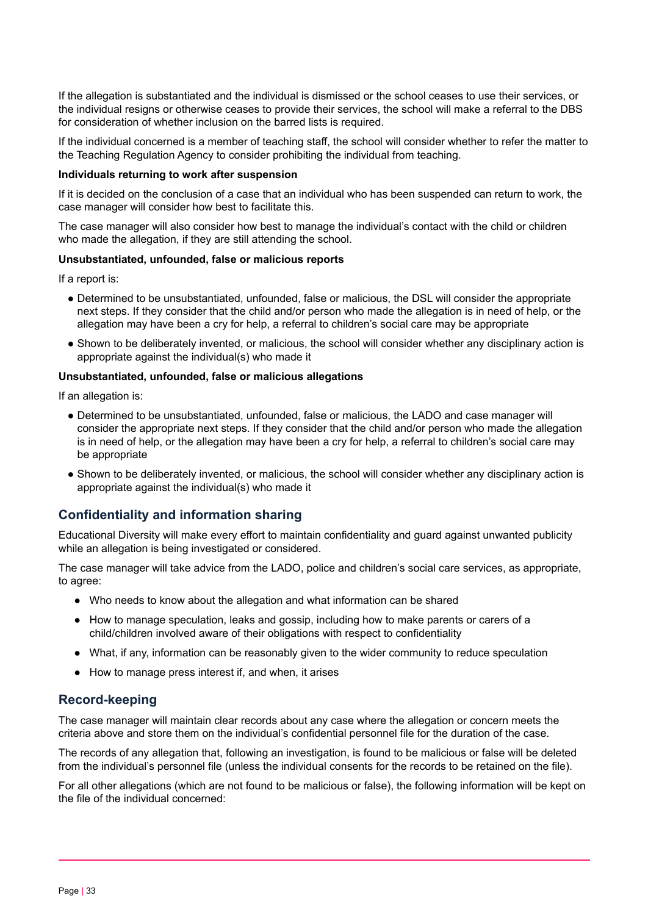If the allegation is substantiated and the individual is dismissed or the school ceases to use their services, or the individual resigns or otherwise ceases to provide their services, the school will make a referral to the DBS for consideration of whether inclusion on the barred lists is required.

If the individual concerned is a member of teaching staff, the school will consider whether to refer the matter to the Teaching Regulation Agency to consider prohibiting the individual from teaching.

**Individuals returning to work after suspension**

If it is decided on the conclusion of a case that an individual who has been suspended can return to work, the case manager will consider how best to facilitate this.

The case manager will also consider how best to manage the individual's contact with the child or children who made the allegation, if they are still attending the school.

**Unsubstantiated, unfounded, false or malicious reports**

If a report is:

- Determined to be unsubstantiated, unfounded, false or malicious, the DSL will consider the appropriate next steps. If they consider that the child and/or person who made the allegation is in need of help, or the allegation may have been a cry for help, a referral to children's social care may be appropriate
- Shown to be deliberately invented, or malicious, the school will consider whether any disciplinary action is appropriate against the individual(s) who made it

**Unsubstantiated, unfounded, false or malicious allegations**

If an allegation is:

- Determined to be unsubstantiated, unfounded, false or malicious, the LADO and case manager will consider the appropriate next steps. If they consider that the child and/or person who made the allegation is in need of help, or the allegation may have been a cry for help, a referral to children's social care may be appropriate
- Shown to be deliberately invented, or malicious, the school will consider whether any disciplinary action is appropriate against the individual(s) who made it

## Confidentiality and information sharing

Educational Diversity will make every effort to maintain confidentiality and guard against unwanted publicity while an allegation is being investigated or considered.

The case manager will take advice from the LADO, police and children's social care services, as appropriate, to agree:

- Who needs to know about the allegation and what information can be shared
- How to manage speculation, leaks and gossip, including how to make parents or carers of a child/children involved aware of their obligations with respect to confidentiality
- What, if any, information can be reasonably given to the wider community to reduce speculation
- How to manage press interest if, and when, it arises

## Record-keeping

The case manager will maintain clear records about any case where the allegation or concern meets the criteria above and store them on the individual's confidential personnel file for the duration of the case.

The records of any allegation that, following an investigation, is found to be malicious or false will be deleted from the individual's personnel file (unless the individual consents for the records to be retained on the file).

For all other allegations (which are not found to be malicious or false), the following information will be kept on the file of the individual concerned: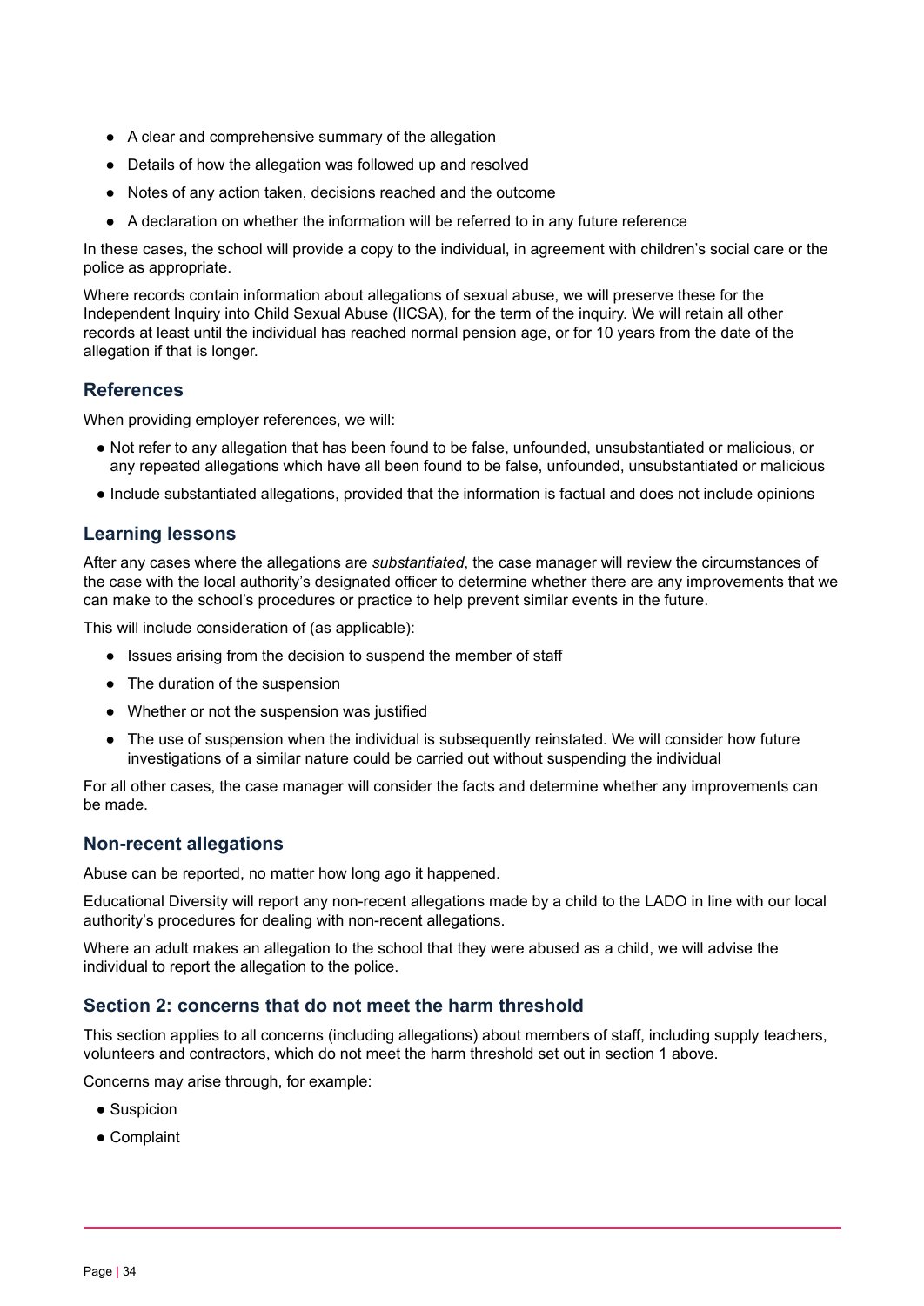- A clear and comprehensive summary of the allegation
- Details of how the allegation was followed up and resolved
- Notes of any action taken, decisions reached and the outcome
- A declaration on whether the information will be referred to in any future reference

In these cases, the school will provide a copy to the individual, in agreement with children's social care or the police as appropriate.

Where records contain information about allegations of sexual abuse, we will preserve these for the Independent Inquiry into Child Sexual Abuse (IICSA), for the term of the inquiry. We will retain all other records at least until the individual has reached normal pension age, or for 10 years from the date of the allegation if that is longer.

### References

When providing employer references, we will:

- Not refer to any allegation that has been found to be false, unfounded, unsubstantiated or malicious, or any repeated allegations which have all been found to be false, unfounded, unsubstantiated or malicious
- Include substantiated allegations, provided that the information is factual and does not include opinions

### Learning lessons

After any cases where the allegations are *substantiated*, the case manager will review the circumstances of the case with the local authority's designated officer to determine whether there are any improvements that we can make to the school's procedures or practice to help prevent similar events in the future.

This will include consideration of (as applicable):

- Issues arising from the decision to suspend the member of staff
- The duration of the suspension
- Whether or not the suspension was justified
- The use of suspension when the individual is subsequently reinstated. We will consider how future investigations of a similar nature could be carried out without suspending the individual

For all other cases, the case manager will consider the facts and determine whether any improvements can be made.

### Non-recent allegations

Abuse can be reported, no matter how long ago it happened.

Educational Diversity will report any non-recent allegations made by a child to the LADO in line with our local authority's procedures for dealing with non-recent allegations.

Where an adult makes an allegation to the school that they were abused as a child, we will advise the individual to report the allegation to the police.

### Section 2: concerns that do not meet the harm threshold

This section applies to all concerns (including allegations) about members of staff, including supply teachers, volunteers and contractors, which do not meet the harm threshold set out in section 1 above.

Concerns may arise through, for example:

- Suspicion
- Complaint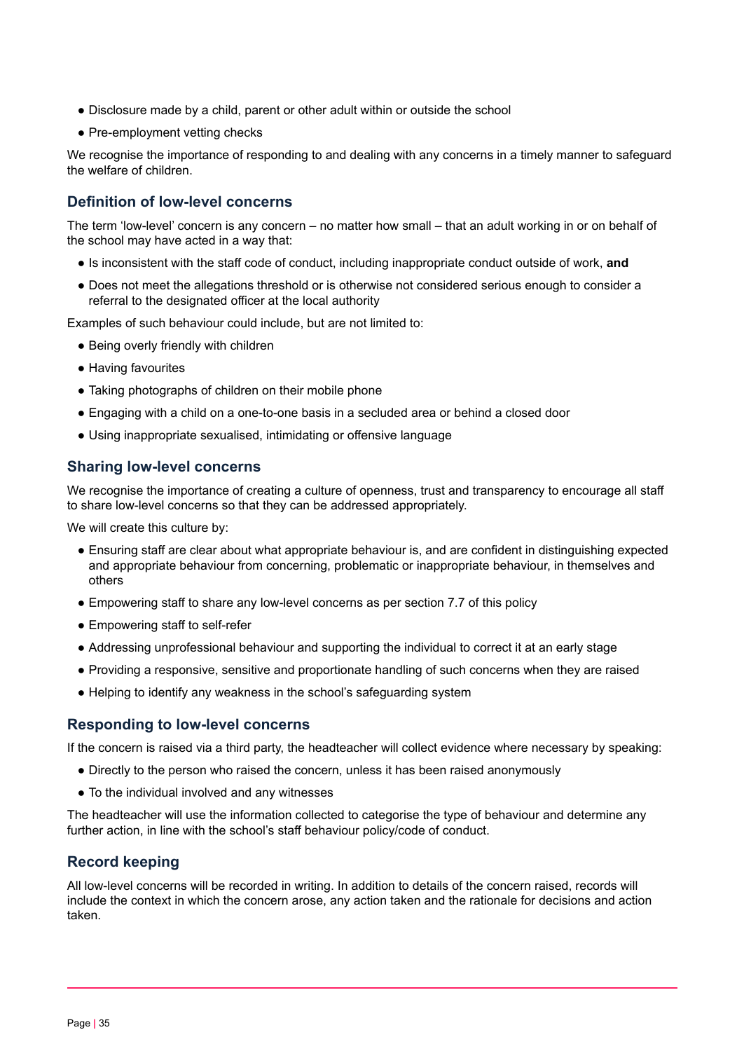- Disclosure made by a child, parent or other adult within or outside the school
- Pre-employment vetting checks

We recognise the importance of responding to and dealing with any concerns in a timely manner to safeguard the welfare of children.

### Definition of low-level concerns

The term 'low-level' concern is any concern – no matter how small – that an adult working in or on behalf of the school may have acted in a way that:

- Is inconsistent with the staff code of conduct, including inappropriate conduct outside of work, **and**
- Does not meet the allegations threshold or is otherwise not considered serious enough to consider a referral to the designated officer at the local authority

Examples of such behaviour could include, but are not limited to:

- Being overly friendly with children
- Having favourites
- Taking photographs of children on their mobile phone
- Engaging with a child on a one-to-one basis in a secluded area or behind a closed door
- Using inappropriate sexualised, intimidating or offensive language

### Sharing low-level concerns

We recognise the importance of creating a culture of openness, trust and transparency to encourage all staff to share low-level concerns so that they can be addressed appropriately.

We will create this culture by:

- Ensuring staff are clear about what appropriate behaviour is, and are confident in distinguishing expected and appropriate behaviour from concerning, problematic or inappropriate behaviour, in themselves and others
- Empowering staff to share any low-level concerns as per section 7.7 of this policy
- Empowering staff to self-refer
- Addressing unprofessional behaviour and supporting the individual to correct it at an early stage
- Providing a responsive, sensitive and proportionate handling of such concerns when they are raised
- Helping to identify any weakness in the school's safeguarding system

### Responding to low-level concerns

If the concern is raised via a third party, the headteacher will collect evidence where necessary by speaking:

- Directly to the person who raised the concern, unless it has been raised anonymously
- To the individual involved and any witnesses

The headteacher will use the information collected to categorise the type of behaviour and determine any further action, in line with the school's staff behaviour policy/code of conduct.

### Record keeping

All low-level concerns will be recorded in writing. In addition to details of the concern raised, records will include the context in which the concern arose, any action taken and the rationale for decisions and action taken.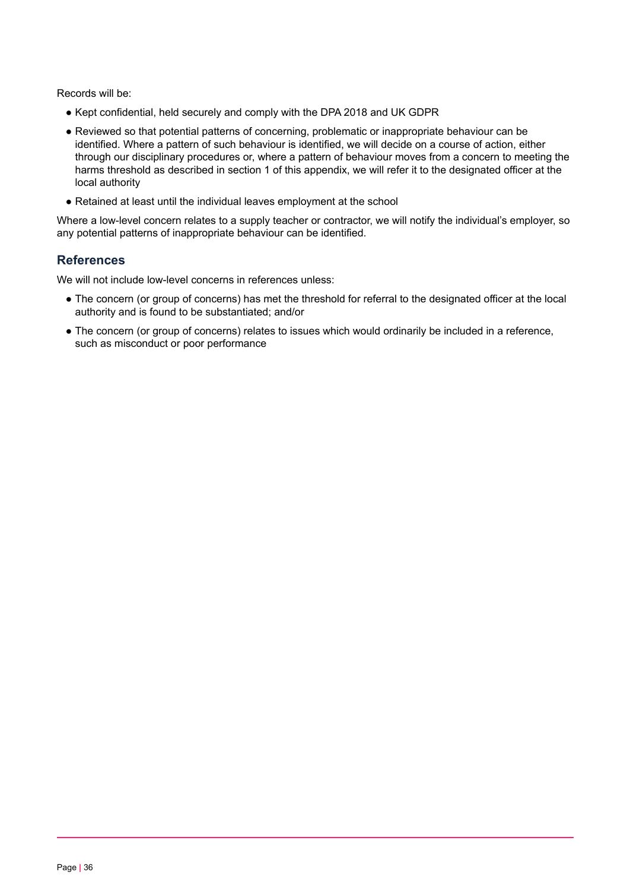Records will be:

- Kept confidential, held securely and comply with the DPA 2018 and UK GDPR
- Reviewed so that potential patterns of concerning, problematic or inappropriate behaviour can be identified. Where a pattern of such behaviour is identified, we will decide on a course of action, either through our disciplinary procedures or, where a pattern of behaviour moves from a concern to meeting the harms threshold as described in section 1 of this appendix, we will refer it to the designated officer at the local authority
- Retained at least until the individual leaves employment at the school

Where a low-level concern relates to a supply teacher or contractor, we will notify the individual's employer, so any potential patterns of inappropriate behaviour can be identified.

## References

We will not include low-level concerns in references unless:

- The concern (or group of concerns) has met the threshold for referral to the designated officer at the local authority and is found to be substantiated; and/or
- The concern (or group of concerns) relates to issues which would ordinarily be included in a reference, such as misconduct or poor performance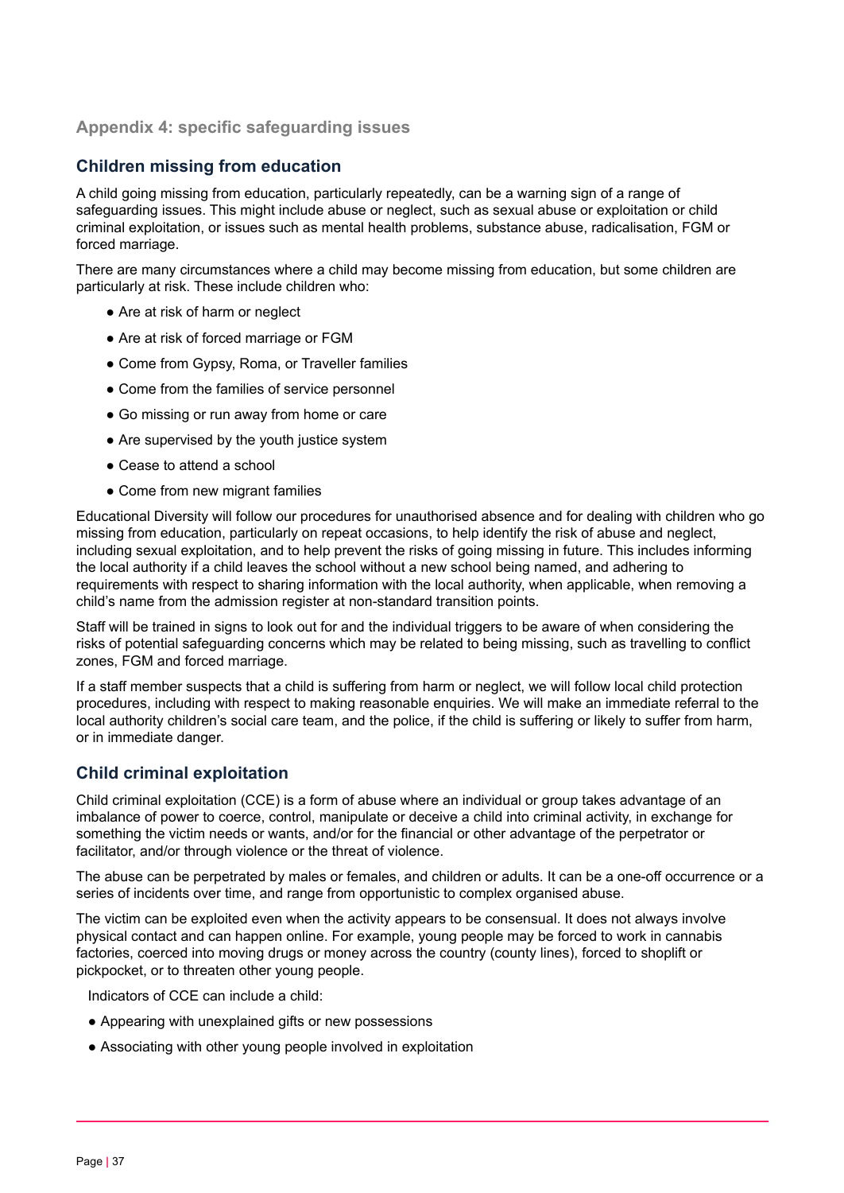## Appendix 4: specific safeguarding issues

### Children missing from education

A child going missing from education, particularly repeatedly, can be a warning sign of a range of safeguarding issues. This might include abuse or neglect, such as sexual abuse or exploitation or child criminal exploitation, or issues such as mental health problems, substance abuse, radicalisation, FGM or forced marriage.

There are many circumstances where a child may become missing from education, but some children are particularly at risk. These include children who:

- Are at risk of harm or neglect
- Are at risk of forced marriage or FGM
- Come from Gypsy, Roma, or Traveller families
- Come from the families of service personnel
- Go missing or run away from home or care
- Are supervised by the youth justice system
- Cease to attend a school
- Come from new migrant families

Educational Diversity will follow our procedures for unauthorised absence and for dealing with children who go missing from education, particularly on repeat occasions, to help identify the risk of abuse and neglect, including sexual exploitation, and to help prevent the risks of going missing in future. This includes informing the local authority if a child leaves the school without a new school being named, and adhering to requirements with respect to sharing information with the local authority, when applicable, when removing a child's name from the admission register at non-standard transition points.

Staff will be trained in signs to look out for and the individual triggers to be aware of when considering the risks of potential safeguarding concerns which may be related to being missing, such as travelling to conflict zones, FGM and forced marriage.

If a staff member suspects that a child is suffering from harm or neglect, we will follow local child protection procedures, including with respect to making reasonable enquiries. We will make an immediate referral to the local authority children's social care team, and the police, if the child is suffering or likely to suffer from harm, or in immediate danger.

### Child criminal exploitation

Child criminal exploitation (CCE) is a form of abuse where an individual or group takes advantage of an imbalance of power to coerce, control, manipulate or deceive a child into criminal activity, in exchange for something the victim needs or wants, and/or for the financial or other advantage of the perpetrator or facilitator, and/or through violence or the threat of violence.

The abuse can be perpetrated by males or females, and children or adults. It can be a one-off occurrence or a series of incidents over time, and range from opportunistic to complex organised abuse.

The victim can be exploited even when the activity appears to be consensual. It does not always involve physical contact and can happen online. For example, young people may be forced to work in cannabis factories, coerced into moving drugs or money across the country (county lines), forced to shoplift or pickpocket, or to threaten other young people.

Indicators of CCE can include a child:

- Appearing with unexplained gifts or new possessions
- Associating with other young people involved in exploitation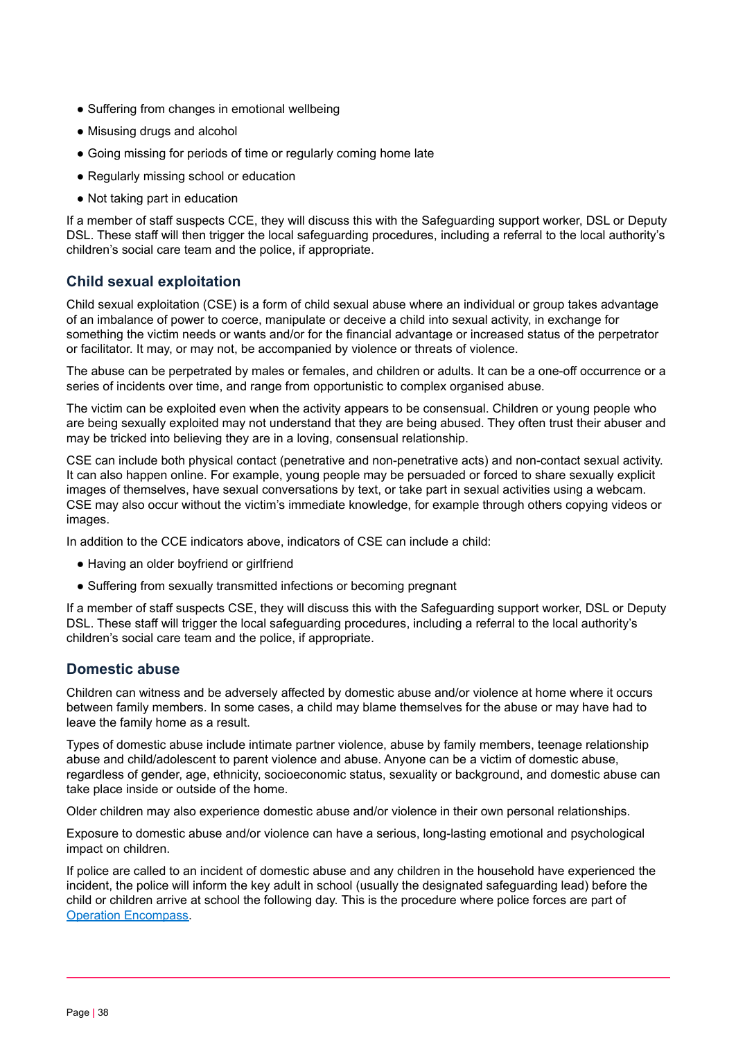- Suffering from changes in emotional wellbeing
- Misusing drugs and alcohol
- Going missing for periods of time or regularly coming home late
- Regularly missing school or education
- Not taking part in education

If a member of staff suspects CCE, they will discuss this with the Safeguarding support worker, DSL or Deputy DSL. These staff will then trigger the local safeguarding procedures, including a referral to the local authority's children's social care team and the police, if appropriate.

### Child sexual exploitation

Child sexual exploitation (CSE) is a form of child sexual abuse where an individual or group takes advantage of an imbalance of power to coerce, manipulate or deceive a child into sexual activity, in exchange for something the victim needs or wants and/or for the financial advantage or increased status of the perpetrator or facilitator. It may, or may not, be accompanied by violence or threats of violence.

The abuse can be perpetrated by males or females, and children or adults. It can be a one-off occurrence or a series of incidents over time, and range from opportunistic to complex organised abuse.

The victim can be exploited even when the activity appears to be consensual. Children or young people who are being sexually exploited may not understand that they are being abused. They often trust their abuser and may be tricked into believing they are in a loving, consensual relationship.

CSE can include both physical contact (penetrative and non-penetrative acts) and non-contact sexual activity. It can also happen online. For example, young people may be persuaded or forced to share sexually explicit images of themselves, have sexual conversations by text, or take part in sexual activities using a webcam. CSE may also occur without the victim's immediate knowledge, for example through others copying videos or images.

In addition to the CCE indicators above, indicators of CSE can include a child:

- Having an older boyfriend or girlfriend
- Suffering from sexually transmitted infections or becoming pregnant

If a member of staff suspects CSE, they will discuss this with the Safeguarding support worker, DSL or Deputy DSL. These staff will trigger the local safeguarding procedures, including a referral to the local authority's children's social care team and the police, if appropriate.

### Domestic abuse

Children can witness and be adversely affected by domestic abuse and/or violence at home where it occurs between family members. In some cases, a child may blame themselves for the abuse or may have had to leave the family home as a result.

Types of domestic abuse include intimate partner violence, abuse by family members, teenage relationship abuse and child/adolescent to parent violence and abuse. Anyone can be a victim of domestic abuse, regardless of gender, age, ethnicity, socioeconomic status, sexuality or background, and domestic abuse can take place inside or outside of the home.

Older children may also experience domestic abuse and/or violence in their own personal relationships.

Exposure to domestic abuse and/or violence can have a serious, long-lasting emotional and psychological impact on children.

If police are called to an incident of domestic abuse and any children in the household have experienced the incident, the police will inform the key adult in school (usually the designated safeguarding lead) before the child or children arrive at school the following day. This is the procedure where police forces are part of [Operation Encompass](#).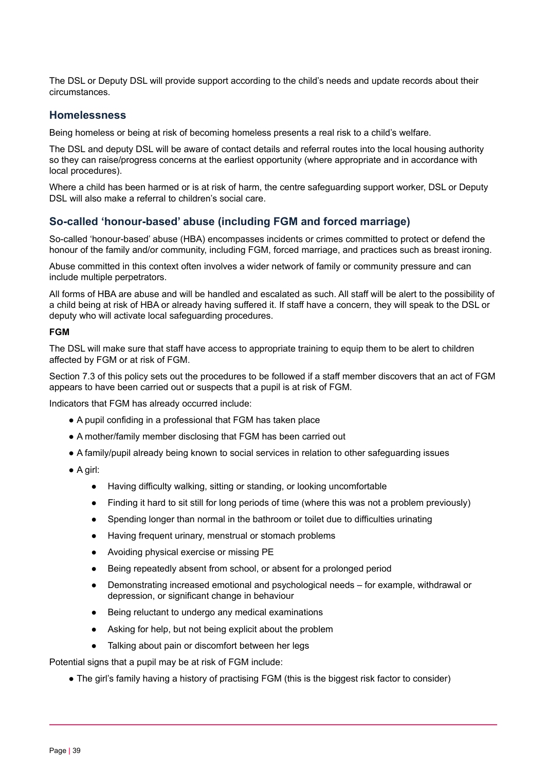The DSL or Deputy DSL will provide support according to the child's needs and update records about their circumstances.

## Homelessness

Being homeless or being at risk of becoming homeless presents a real risk to a child's welfare.

The DSL and deputy DSL will be aware of contact details and referral routes into the local housing authority so they can raise/progress concerns at the earliest opportunity (where appropriate and in accordance with local procedures).

Where a child has been harmed or is at risk of harm, the centre safeguarding support worker, DSL or Deputy DSL will also make a referral to children's social care.

## So-called 'honour-based' abuse (including FGM and forced marriage)

So-called 'honour-based' abuse (HBA) encompasses incidents or crimes committed to protect or defend the honour of the family and/or community, including FGM, forced marriage, and practices such as breast ironing.

Abuse committed in this context often involves a wider network of family or community pressure and can include multiple perpetrators.

All forms of HBA are abuse and will be handled and escalated as such. All staff will be alert to the possibility of a child being at risk of HBA or already having suffered it. If staff have a concern, they will speak to the DSL or deputy who will activate local safeguarding procedures.

**FGM**

The DSL will make sure that staff have access to appropriate training to equip them to be alert to children affected by FGM or at risk of FGM.

Section 7.3 of this policy sets out the procedures to be followed if a staff member discovers that an act of FGM appears to have been carried out or suspects that a pupil is at risk of FGM.

Indicators that FGM has already occurred include:

- A pupil confiding in a professional that FGM has taken place
- A mother/family member disclosing that FGM has been carried out
- A family/pupil already being known to social services in relation to other safeguarding issues
- A girl:
  - Having difficulty walking, sitting or standing, or looking uncomfortable
  - Finding it hard to sit still for long periods of time (where this was not a problem previously)
  - Spending longer than normal in the bathroom or toilet due to difficulties urinating
  - Having frequent urinary, menstrual or stomach problems
  - Avoiding physical exercise or missing PE
  - Being repeatedly absent from school, or absent for a prolonged period
  - Demonstrating increased emotional and psychological needs – for example, withdrawal or depression, or significant change in behaviour
  - Being reluctant to undergo any medical examinations
  - Asking for help, but not being explicit about the problem
  - Talking about pain or discomfort between her legs

Potential signs that a pupil may be at risk of FGM include:

- The girl's family having a history of practising FGM (this is the biggest risk factor to consider)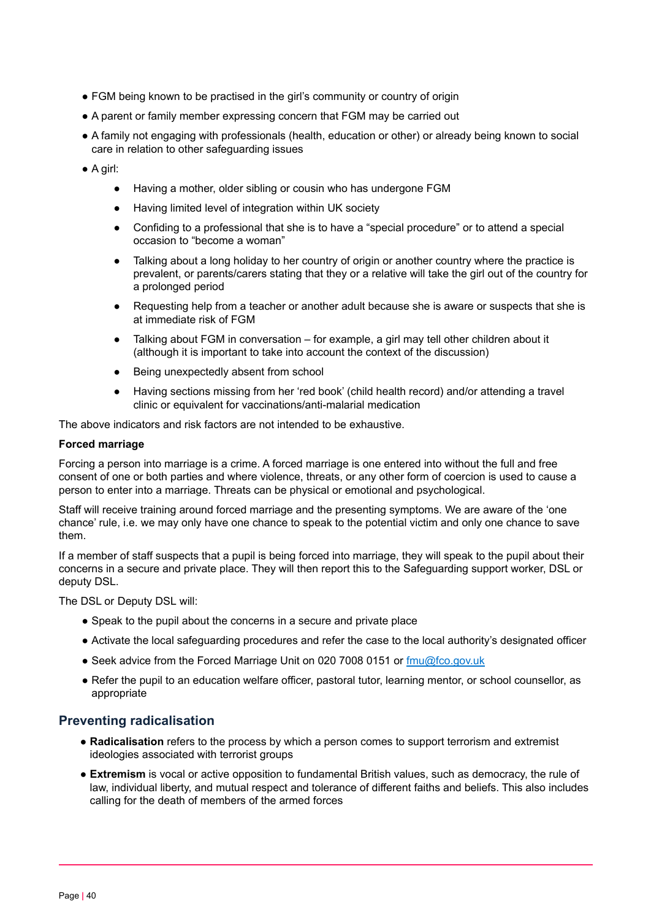- FGM being known to be practised in the girl's community or country of origin
- A parent or family member expressing concern that FGM may be carried out
- A family not engaging with professionals (health, education or other) or already being known to social care in relation to other safeguarding issues
- A girl:
    - Having a mother, older sibling or cousin who has undergone FGM
    - Having limited level of integration within UK society
    - Confiding to a professional that she is to have a "special procedure" or to attend a special occasion to "become a woman"
    - Talking about a long holiday to her country of origin or another country where the practice is prevalent, or parents/carers stating that they or a relative will take the girl out of the country for a prolonged period
    - Requesting help from a teacher or another adult because she is aware or suspects that she is at immediate risk of FGM
    - Talking about FGM in conversation – for example, a girl may tell other children about it (although it is important to take into account the context of the discussion)
    - Being unexpectedly absent from school
    - Having sections missing from her 'red book' (child health record) and/or attending a travel clinic or equivalent for vaccinations/anti-malarial medication

The above indicators and risk factors are not intended to be exhaustive.

**Forced marriage**

Forcing a person into marriage is a crime. A forced marriage is one entered into without the full and free consent of one or both parties and where violence, threats, or any other form of coercion is used to cause a person to enter into a marriage. Threats can be physical or emotional and psychological.

Staff will receive training around forced marriage and the presenting symptoms. We are aware of the 'one chance' rule, i.e. we may only have one chance to speak to the potential victim and only one chance to save them.

If a member of staff suspects that a pupil is being forced into marriage, they will speak to the pupil about their concerns in a secure and private place. They will then report this to the Safeguarding support worker, DSL or deputy DSL.

The DSL or Deputy DSL will:

- Speak to the pupil about the concerns in a secure and private place
- Activate the local safeguarding procedures and refer the case to the local authority's designated officer
- Seek advice from the Forced Marriage Unit on 020 7008 0151 or fmu@fco.gov.uk
- Refer the pupil to an education welfare officer, pastoral tutor, learning mentor, or school counsellor, as appropriate

## Preventing radicalisation

- **Radicalisation** refers to the process by which a person comes to support terrorism and extremist ideologies associated with terrorist groups
- **Extremism** is vocal or active opposition to fundamental British values, such as democracy, the rule of law, individual liberty, and mutual respect and tolerance of different faiths and beliefs. This also includes calling for the death of members of the armed forces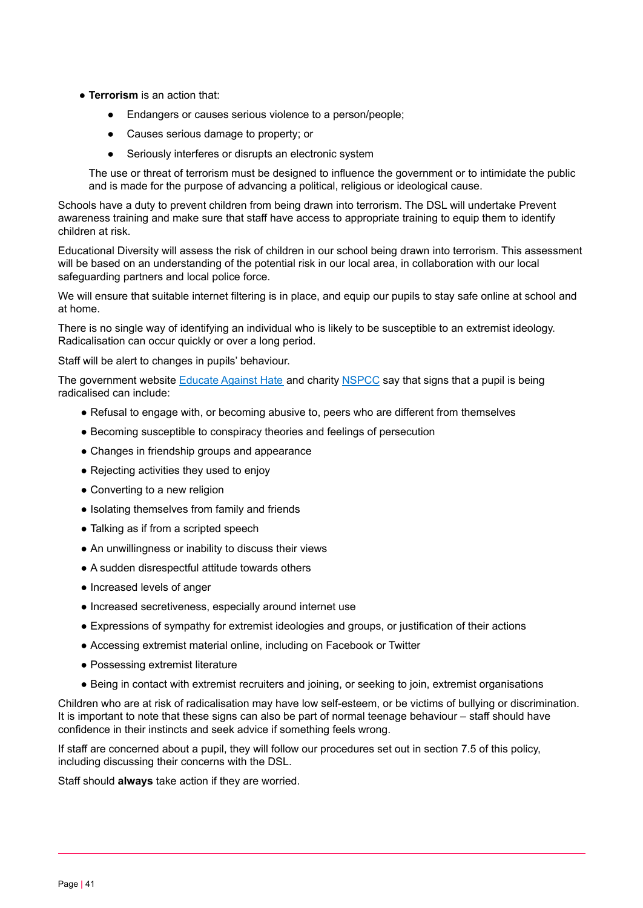- **Terrorism** is an action that:
    - Endangers or causes serious violence to a person/people;
    - Causes serious damage to property; or
    - Seriously interferes or disrupts an electronic system

  The use or threat of terrorism must be designed to influence the government or to intimidate the public and is made for the purpose of advancing a political, religious or ideological cause.

Schools have a duty to prevent children from being drawn into terrorism. The DSL will undertake Prevent awareness training and make sure that staff have access to appropriate training to equip them to identify children at risk.

Educational Diversity will assess the risk of children in our school being drawn into terrorism. This assessment will be based on an understanding of the potential risk in our local area, in collaboration with our local safeguarding partners and local police force.

We will ensure that suitable internet filtering is in place, and equip our pupils to stay safe online at school and at home.

There is no single way of identifying an individual who is likely to be susceptible to an extremist ideology. Radicalisation can occur quickly or over a long period.

Staff will be alert to changes in pupils' behaviour.

The government website Educate Against Hate and charity NSPCC say that signs that a pupil is being radicalised can include:

- Refusal to engage with, or becoming abusive to, peers who are different from themselves
- Becoming susceptible to conspiracy theories and feelings of persecution
- Changes in friendship groups and appearance
- Rejecting activities they used to enjoy
- Converting to a new religion
- Isolating themselves from family and friends
- Talking as if from a scripted speech
- An unwillingness or inability to discuss their views
- A sudden disrespectful attitude towards others
- Increased levels of anger
- Increased secretiveness, especially around internet use
- Expressions of sympathy for extremist ideologies and groups, or justification of their actions
- Accessing extremist material online, including on Facebook or Twitter
- Possessing extremist literature
- Being in contact with extremist recruiters and joining, or seeking to join, extremist organisations

Children who are at risk of radicalisation may have low self-esteem, or be victims of bullying or discrimination. It is important to note that these signs can also be part of normal teenage behaviour – staff should have confidence in their instincts and seek advice if something feels wrong.

If staff are concerned about a pupil, they will follow our procedures set out in section 7.5 of this policy, including discussing their concerns with the DSL.

Staff should **always** take action if they are worried.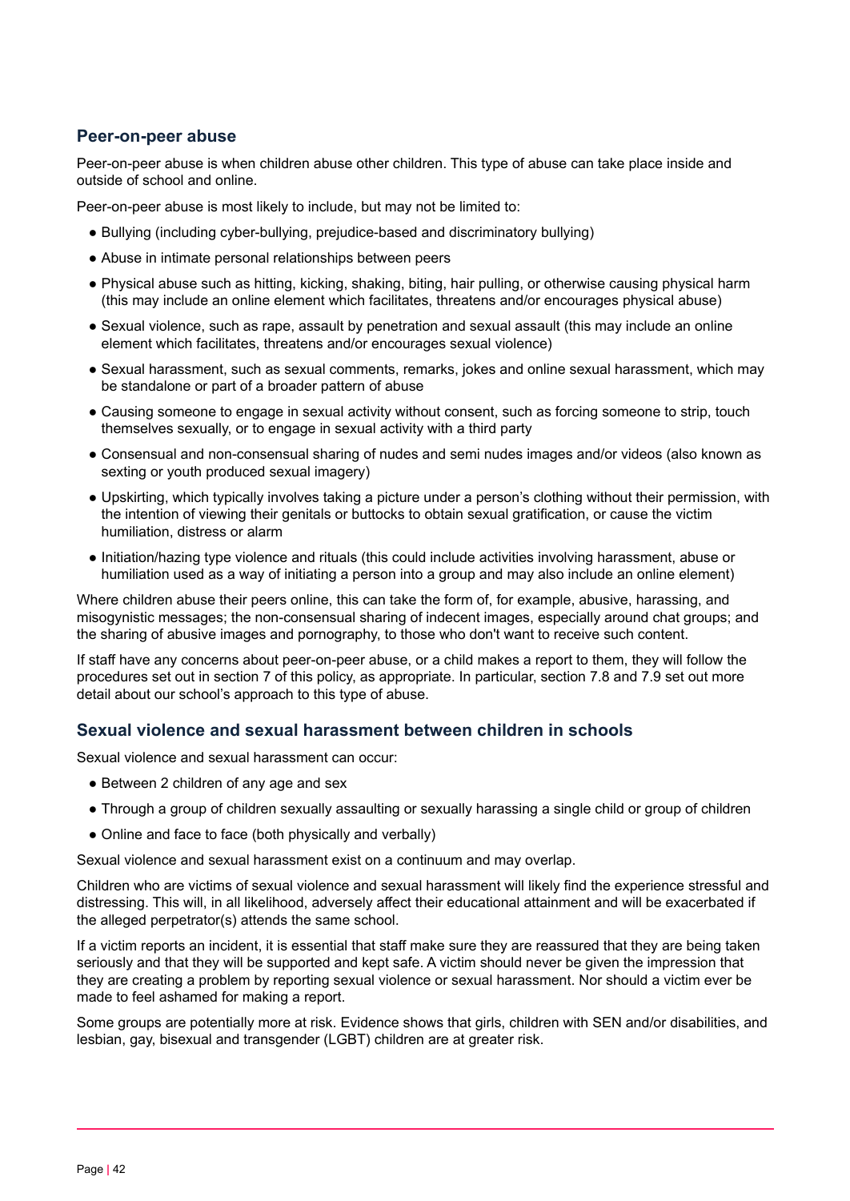### Peer-on-peer abuse

Peer-on-peer abuse is when children abuse other children. This type of abuse can take place inside and outside of school and online.

Peer-on-peer abuse is most likely to include, but may not be limited to:

- Bullying (including cyber-bullying, prejudice-based and discriminatory bullying)
- Abuse in intimate personal relationships between peers
- Physical abuse such as hitting, kicking, shaking, biting, hair pulling, or otherwise causing physical harm (this may include an online element which facilitates, threatens and/or encourages physical abuse)
- Sexual violence, such as rape, assault by penetration and sexual assault (this may include an online element which facilitates, threatens and/or encourages sexual violence)
- Sexual harassment, such as sexual comments, remarks, jokes and online sexual harassment, which may be standalone or part of a broader pattern of abuse
- Causing someone to engage in sexual activity without consent, such as forcing someone to strip, touch themselves sexually, or to engage in sexual activity with a third party
- Consensual and non-consensual sharing of nudes and semi nudes images and/or videos (also known as sexting or youth produced sexual imagery)
- Upskirting, which typically involves taking a picture under a person's clothing without their permission, with the intention of viewing their genitals or buttocks to obtain sexual gratification, or cause the victim humiliation, distress or alarm
- Initiation/hazing type violence and rituals (this could include activities involving harassment, abuse or humiliation used as a way of initiating a person into a group and may also include an online element)

Where children abuse their peers online, this can take the form of, for example, abusive, harassing, and misogynistic messages; the non-consensual sharing of indecent images, especially around chat groups; and the sharing of abusive images and pornography, to those who don't want to receive such content.

If staff have any concerns about peer-on-peer abuse, or a child makes a report to them, they will follow the procedures set out in section 7 of this policy, as appropriate. In particular, section 7.8 and 7.9 set out more detail about our school's approach to this type of abuse.

### Sexual violence and sexual harassment between children in schools

Sexual violence and sexual harassment can occur:

- Between 2 children of any age and sex
- Through a group of children sexually assaulting or sexually harassing a single child or group of children
- Online and face to face (both physically and verbally)

Sexual violence and sexual harassment exist on a continuum and may overlap.

Children who are victims of sexual violence and sexual harassment will likely find the experience stressful and distressing. This will, in all likelihood, adversely affect their educational attainment and will be exacerbated if the alleged perpetrator(s) attends the same school.

If a victim reports an incident, it is essential that staff make sure they are reassured that they are being taken seriously and that they will be supported and kept safe. A victim should never be given the impression that they are creating a problem by reporting sexual violence or sexual harassment. Nor should a victim ever be made to feel ashamed for making a report.

Some groups are potentially more at risk. Evidence shows that girls, children with SEN and/or disabilities, and lesbian, gay, bisexual and transgender (LGBT) children are at greater risk.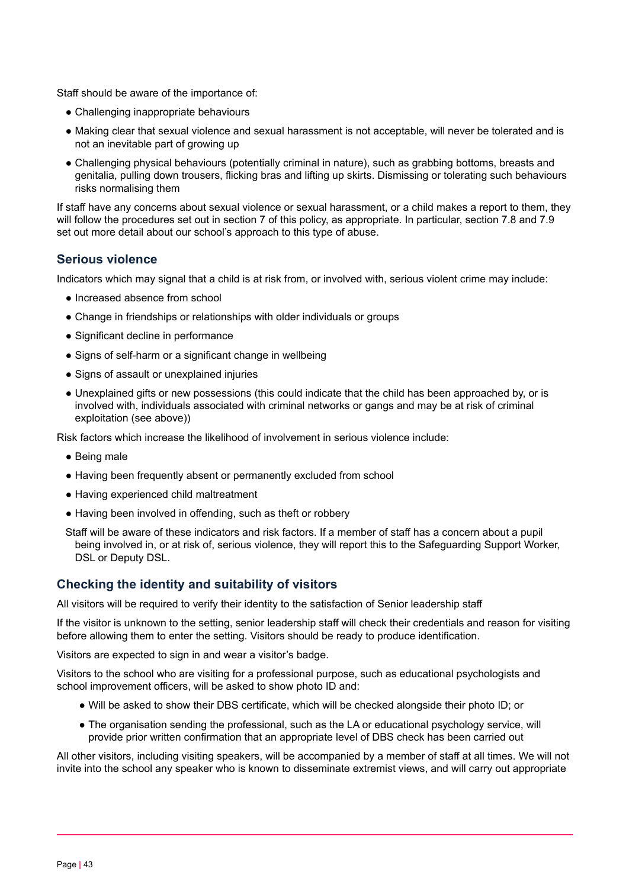Staff should be aware of the importance of:

- Challenging inappropriate behaviours
- Making clear that sexual violence and sexual harassment is not acceptable, will never be tolerated and is not an inevitable part of growing up
- Challenging physical behaviours (potentially criminal in nature), such as grabbing bottoms, breasts and genitalia, pulling down trousers, flicking bras and lifting up skirts. Dismissing or tolerating such behaviours risks normalising them

If staff have any concerns about sexual violence or sexual harassment, or a child makes a report to them, they will follow the procedures set out in section 7 of this policy, as appropriate. In particular, section 7.8 and 7.9 set out more detail about our school's approach to this type of abuse.

### Serious violence

Indicators which may signal that a child is at risk from, or involved with, serious violent crime may include:

- Increased absence from school
- Change in friendships or relationships with older individuals or groups
- Significant decline in performance
- Signs of self-harm or a significant change in wellbeing
- Signs of assault or unexplained injuries
- Unexplained gifts or new possessions (this could indicate that the child has been approached by, or is involved with, individuals associated with criminal networks or gangs and may be at risk of criminal exploitation (see above))

Risk factors which increase the likelihood of involvement in serious violence include:

- Being male
- Having been frequently absent or permanently excluded from school
- Having experienced child maltreatment
- Having been involved in offending, such as theft or robbery

Staff will be aware of these indicators and risk factors. If a member of staff has a concern about a pupil being involved in, or at risk of, serious violence, they will report this to the Safeguarding Support Worker, DSL or Deputy DSL.

### Checking the identity and suitability of visitors

All visitors will be required to verify their identity to the satisfaction of Senior leadership staff

If the visitor is unknown to the setting, senior leadership staff will check their credentials and reason for visiting before allowing them to enter the setting. Visitors should be ready to produce identification.

Visitors are expected to sign in and wear a visitor's badge.

Visitors to the school who are visiting for a professional purpose, such as educational psychologists and school improvement officers, will be asked to show photo ID and:

- Will be asked to show their DBS certificate, which will be checked alongside their photo ID; or
- The organisation sending the professional, such as the LA or educational psychology service, will provide prior written confirmation that an appropriate level of DBS check has been carried out

All other visitors, including visiting speakers, will be accompanied by a member of staff at all times. We will not invite into the school any speaker who is known to disseminate extremist views, and will carry out appropriate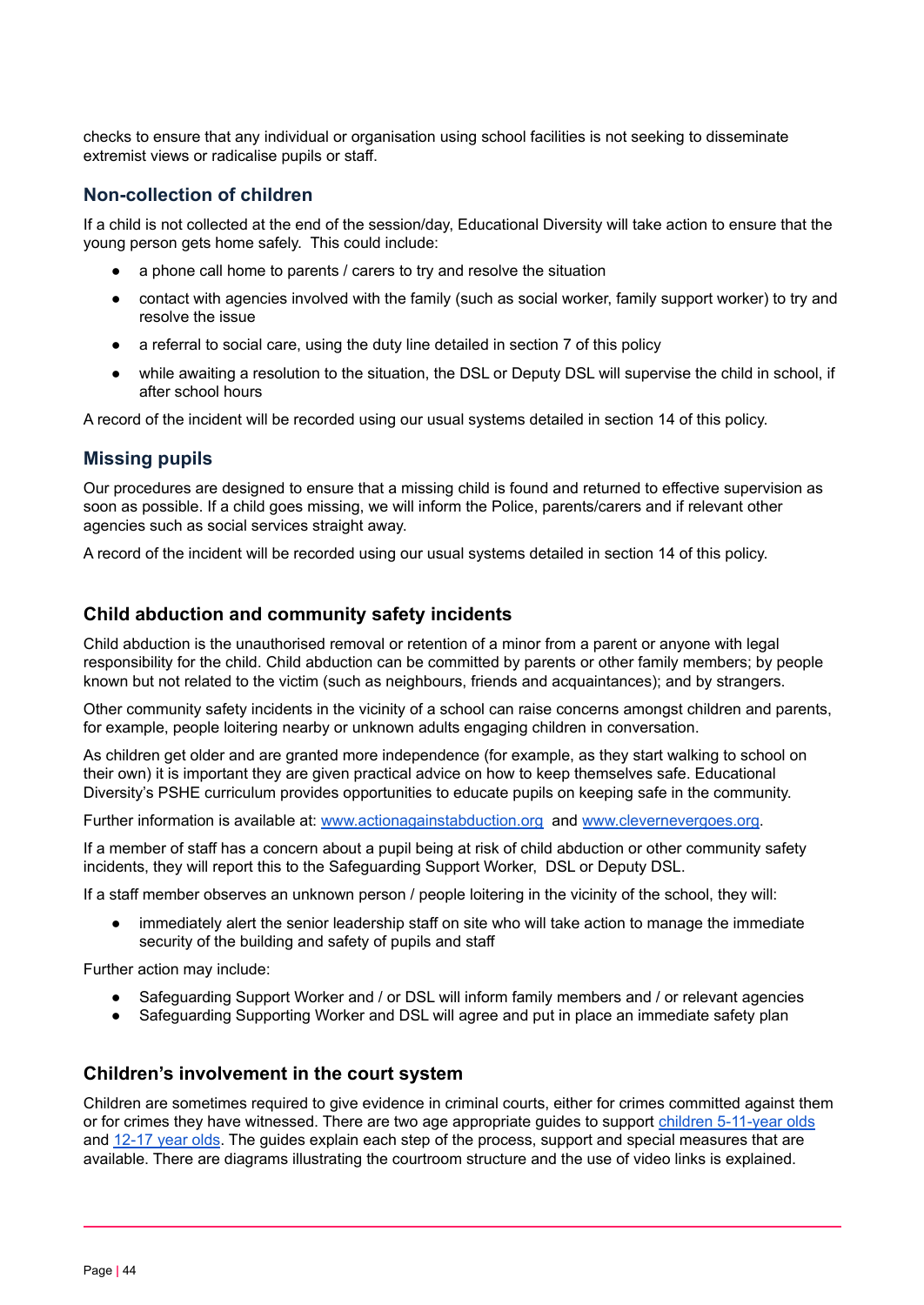checks to ensure that any individual or organisation using school facilities is not seeking to disseminate extremist views or radicalise pupils or staff.

### Non-collection of children

If a child is not collected at the end of the session/day, Educational Diversity will take action to ensure that the young person gets home safely. This could include:

- a phone call home to parents / carers to try and resolve the situation
- contact with agencies involved with the family (such as social worker, family support worker) to try and resolve the issue
- a referral to social care, using the duty line detailed in section 7 of this policy
- while awaiting a resolution to the situation, the DSL or Deputy DSL will supervise the child in school, if after school hours

A record of the incident will be recorded using our usual systems detailed in section 14 of this policy.

### Missing pupils

Our procedures are designed to ensure that a missing child is found and returned to effective supervision as soon as possible. If a child goes missing, we will inform the Police, parents/carers and if relevant other agencies such as social services straight away.

A record of the incident will be recorded using our usual systems detailed in section 14 of this policy.

### Child abduction and community safety incidents

Child abduction is the unauthorised removal or retention of a minor from a parent or anyone with legal responsibility for the child. Child abduction can be committed by parents or other family members; by people known but not related to the victim (such as neighbours, friends and acquaintances); and by strangers.

Other community safety incidents in the vicinity of a school can raise concerns amongst children and parents, for example, people loitering nearby or unknown adults engaging children in conversation.

As children get older and are granted more independence (for example, as they start walking to school on their own) it is important they are given practical advice on how to keep themselves safe. Educational Diversity's PSHE curriculum provides opportunities to educate pupils on keeping safe in the community.

Further information is available at: [www.actionagainstabduction.org](http://www.actionagainstabduction.org) and [www.clevernevergoes.org](http://www.clevernevergoes.org).

If a member of staff has a concern about a pupil being at risk of child abduction or other community safety incidents, they will report this to the Safeguarding Support Worker, DSL or Deputy DSL.

If a staff member observes an unknown person / people loitering in the vicinity of the school, they will:

- immediately alert the senior leadership staff on site who will take action to manage the immediate security of the building and safety of pupils and staff

Further action may include:

- Safeguarding Support Worker and / or DSL will inform family members and / or relevant agencies
- Safeguarding Supporting Worker and DSL will agree and put in place an immediate safety plan

### Children's involvement in the court system

Children are sometimes required to give evidence in criminal courts, either for crimes committed against them or for crimes they have witnessed. There are two age appropriate guides to support children 5-11-year olds and 12-17 year olds. The guides explain each step of the process, support and special measures that are available. There are diagrams illustrating the courtroom structure and the use of video links is explained.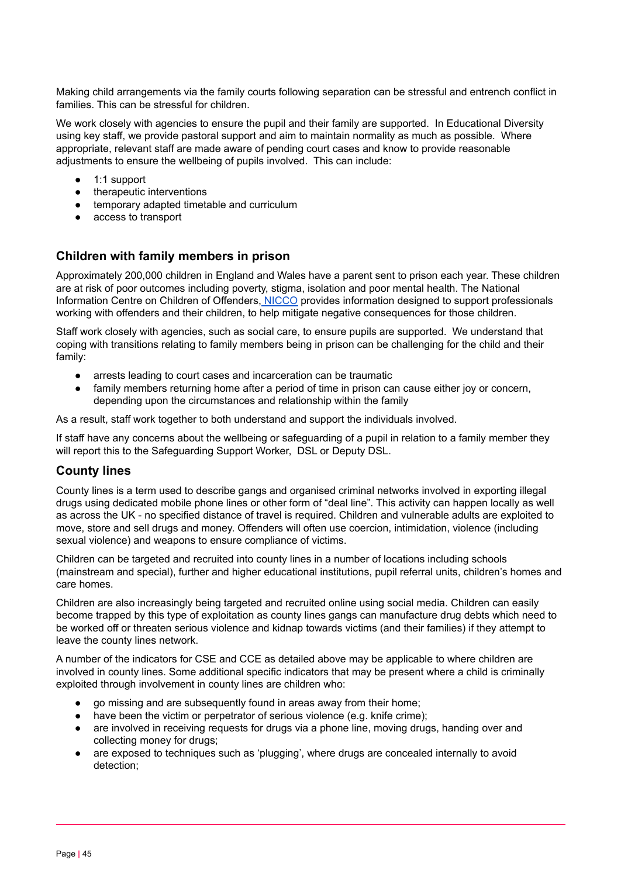Making child arrangements via the family courts following separation can be stressful and entrench conflict in families. This can be stressful for children.

We work closely with agencies to ensure the pupil and their family are supported. In Educational Diversity using key staff, we provide pastoral support and aim to maintain normality as much as possible. Where appropriate, relevant staff are made aware of pending court cases and know to provide reasonable adjustments to ensure the wellbeing of pupils involved. This can include:

- 1:1 support
- therapeutic interventions
- temporary adapted timetable and curriculum
- access to transport

## Children with family members in prison

Approximately 200,000 children in England and Wales have a parent sent to prison each year. These children are at risk of poor outcomes including poverty, stigma, isolation and poor mental health. The National Information Centre on Children of Offenders, NICCO provides information designed to support professionals working with offenders and their children, to help mitigate negative consequences for those children.

Staff work closely with agencies, such as social care, to ensure pupils are supported. We understand that coping with transitions relating to family members being in prison can be challenging for the child and their family:

- arrests leading to court cases and incarceration can be traumatic
- family members returning home after a period of time in prison can cause either joy or concern, depending upon the circumstances and relationship within the family

As a result, staff work together to both understand and support the individuals involved.

If staff have any concerns about the wellbeing or safeguarding of a pupil in relation to a family member they will report this to the Safeguarding Support Worker, DSL or Deputy DSL.

## County lines

County lines is a term used to describe gangs and organised criminal networks involved in exporting illegal drugs using dedicated mobile phone lines or other form of "deal line". This activity can happen locally as well as across the UK - no specified distance of travel is required. Children and vulnerable adults are exploited to move, store and sell drugs and money. Offenders will often use coercion, intimidation, violence (including sexual violence) and weapons to ensure compliance of victims.

Children can be targeted and recruited into county lines in a number of locations including schools (mainstream and special), further and higher educational institutions, pupil referral units, children's homes and care homes.

Children are also increasingly being targeted and recruited online using social media. Children can easily become trapped by this type of exploitation as county lines gangs can manufacture drug debts which need to be worked off or threaten serious violence and kidnap towards victims (and their families) if they attempt to leave the county lines network.

A number of the indicators for CSE and CCE as detailed above may be applicable to where children are involved in county lines. Some additional specific indicators that may be present where a child is criminally exploited through involvement in county lines are children who:

- go missing and are subsequently found in areas away from their home;
- have been the victim or perpetrator of serious violence (e.g. knife crime);
- are involved in receiving requests for drugs via a phone line, moving drugs, handing over and collecting money for drugs;
- are exposed to techniques such as 'plugging', where drugs are concealed internally to avoid detection;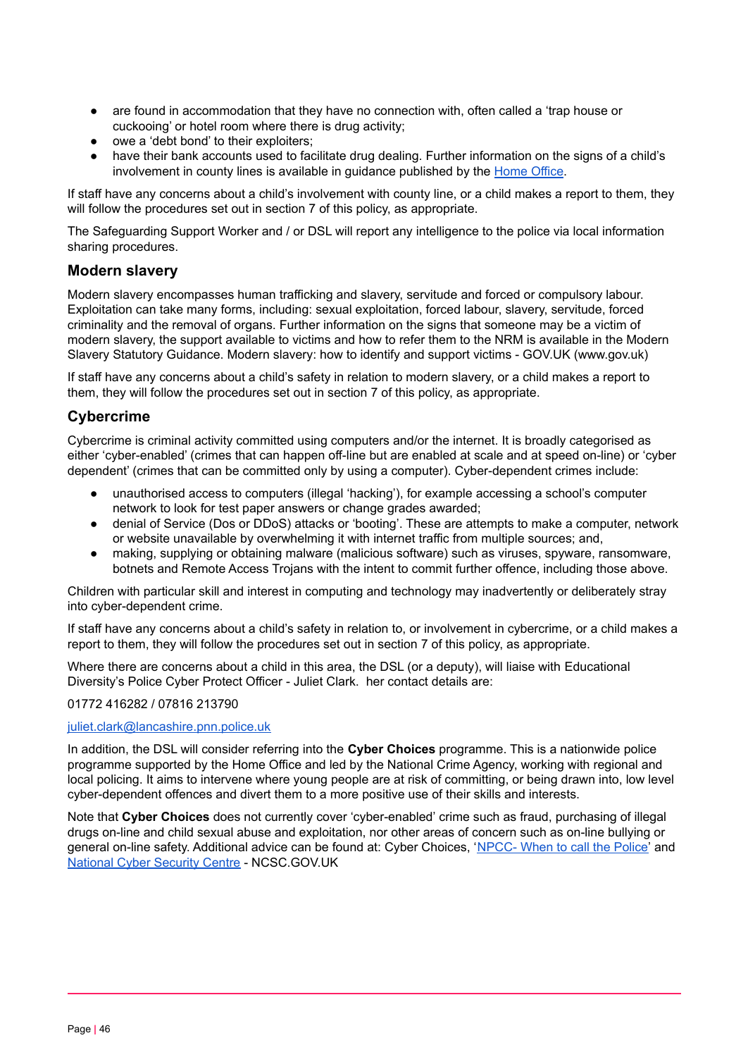- are found in accommodation that they have no connection with, often called a 'trap house or cuckooing' or hotel room where there is drug activity;
- owe a 'debt bond' to their exploiters;
- have their bank accounts used to facilitate drug dealing. Further information on the signs of a child's involvement in county lines is available in guidance published by the Home Office.

If staff have any concerns about a child's involvement with county line, or a child makes a report to them, they will follow the procedures set out in section 7 of this policy, as appropriate.

The Safeguarding Support Worker and / or DSL will report any intelligence to the police via local information sharing procedures.

## Modern slavery

Modern slavery encompasses human trafficking and slavery, servitude and forced or compulsory labour. Exploitation can take many forms, including: sexual exploitation, forced labour, slavery, servitude, forced criminality and the removal of organs. Further information on the signs that someone may be a victim of modern slavery, the support available to victims and how to refer them to the NRM is available in the Modern Slavery Statutory Guidance. Modern slavery: how to identify and support victims - GOV.UK (www.gov.uk)

If staff have any concerns about a child's safety in relation to modern slavery, or a child makes a report to them, they will follow the procedures set out in section 7 of this policy, as appropriate.

## Cybercrime

Cybercrime is criminal activity committed using computers and/or the internet. It is broadly categorised as either 'cyber-enabled' (crimes that can happen off-line but are enabled at scale and at speed on-line) or 'cyber dependent' (crimes that can be committed only by using a computer). Cyber-dependent crimes include:

- unauthorised access to computers (illegal 'hacking'), for example accessing a school's computer network to look for test paper answers or change grades awarded;
- denial of Service (Dos or DDoS) attacks or 'booting'. These are attempts to make a computer, network or website unavailable by overwhelming it with internet traffic from multiple sources; and,
- making, supplying or obtaining malware (malicious software) such as viruses, spyware, ransomware, botnets and Remote Access Trojans with the intent to commit further offence, including those above.

Children with particular skill and interest in computing and technology may inadvertently or deliberately stray into cyber-dependent crime.

If staff have any concerns about a child's safety in relation to, or involvement in cybercrime, or a child makes a report to them, they will follow the procedures set out in section 7 of this policy, as appropriate.

Where there are concerns about a child in this area, the DSL (or a deputy), will liaise with Educational Diversity's Police Cyber Protect Officer - Juliet Clark. her contact details are:

01772 416282 / 07816 213790

juliet.clark@lancashire.pnn.police.uk

In addition, the DSL will consider referring into the **Cyber Choices** programme. This is a nationwide police programme supported by the Home Office and led by the National Crime Agency, working with regional and local policing. It aims to intervene where young people are at risk of committing, or being drawn into, low level cyber-dependent offences and divert them to a more positive use of their skills and interests.

Note that **Cyber Choices** does not currently cover 'cyber-enabled' crime such as fraud, purchasing of illegal drugs on-line and child sexual abuse and exploitation, nor other areas of concern such as on-line bullying or general on-line safety. Additional advice can be found at: Cyber Choices, 'NPCC- When to call the Police' and National Cyber Security Centre - NCSC.GOV.UK